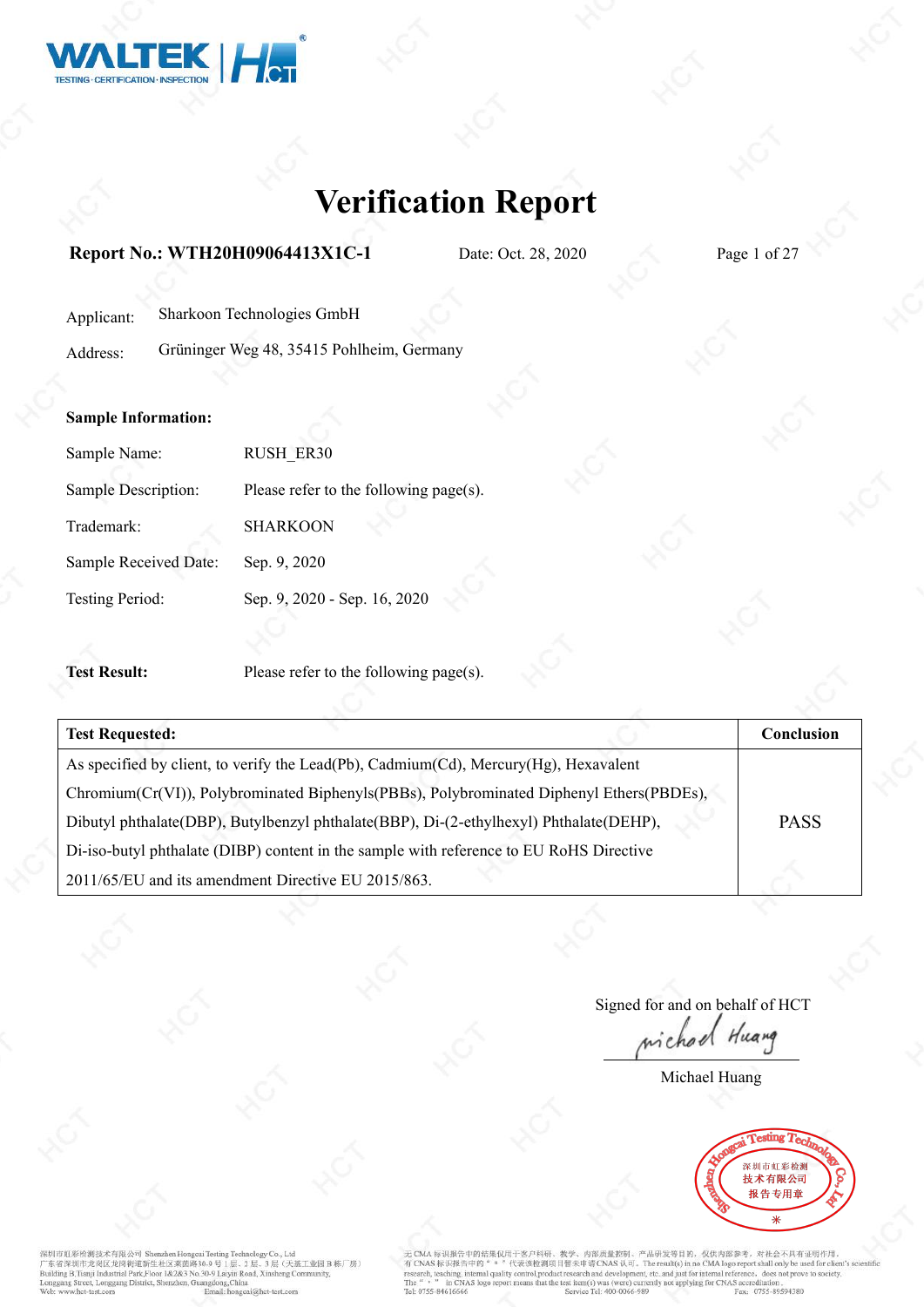# Verification Report

**Report No.: WTH20H09064413X1C-1** Date: Oct. 28, 2020

Applicant: Sharkoon Technologies GmbH

Address: Grüninger Weg 48, 35415 Pohlheim, Germany

**Sample Information:**

Sample Name: RUSH_ER30

Sample Description: Please refer to the following page(s).

Trademark: SHARKOON

Sample Received Date: Sep. 9, 2020

Testing Period: Sep. 9, 2020 - Sep. 16, 2020

**Test Result:** Please refer to the following page(s).

| **Test Requested:** | **Conclusion** |
| --- | --- |
| As specified by client, to verify the Lead(Pb), Cadmium(Cd), Mercury(Hg), Hexavalent Chromium(Cr(VI)), Polybrominated Biphenyls(PBBs), Polybrominated Diphenyl Ethers(PBDEs), Dibutyl phthalate(DBP), Butylbenzyl phthalate(BBP), Di-(2-ethylhexyl) Phthalate(DEHP), Di-iso-butyl phthalate (DIBP) content in the sample with reference to EU RoHS Directive 2011/65/EU and its amendment Directive EU 2015/863. | PASS |

Signed for and on behalf of HCT

Michael Huang

深圳市虹彩检测技术有限公司 报告专用章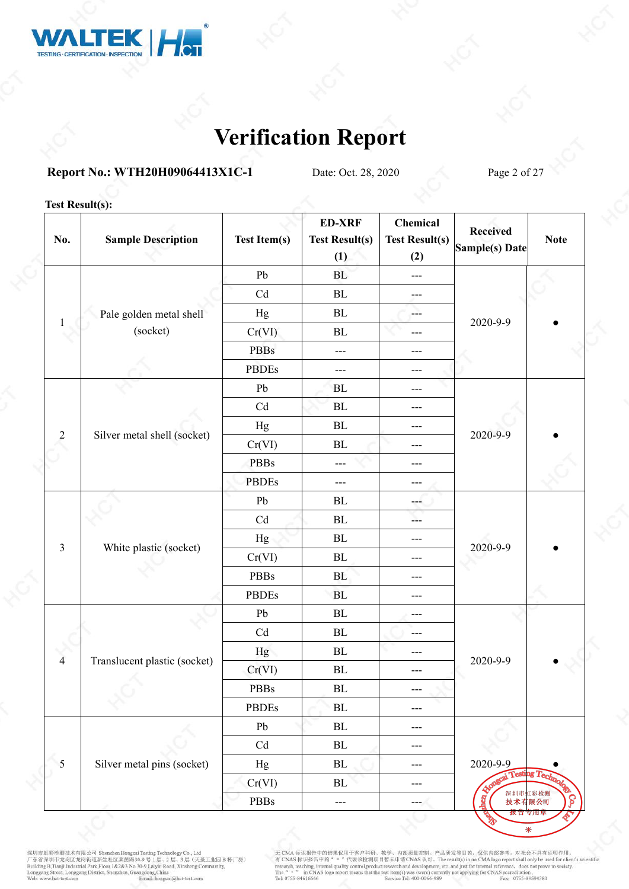# Verification Report

**Report No.: WTH20H09064413X1C-1** Date: Oct. 28, 2020

**Test Result(s):**

| No. | Sample Description | Test Item(s) | ED-XRF Test Result(s) (1) | Chemical Test Result(s) (2) | Received Sample(s) Date | Note |
|---|---|---|---|---|---|---|
| 1 | Pale golden metal shell (socket) | Pb | BL | --- | 2020-9-9 | ● |
| | | Cd | BL | --- | | |
| | | Hg | BL | --- | | |
| | | Cr(VI) | BL | --- | | |
| | | PBBs | --- | --- | | |
| | | PBDEs | --- | --- | | |
| 2 | Silver metal shell (socket) | Pb | BL | --- | 2020-9-9 | ● |
| | | Cd | BL | --- | | |
| | | Hg | BL | --- | | |
| | | Cr(VI) | BL | --- | | |
| | | PBBs | --- | --- | | |
| | | PBDEs | --- | --- | | |
| 3 | White plastic (socket) | Pb | BL | --- | 2020-9-9 | ● |
| | | Cd | BL | --- | | |
| | | Hg | BL | --- | | |
| | | Cr(VI) | BL | --- | | |
| | | PBBs | BL | --- | | |
| | | PBDEs | BL | --- | | |
| 4 | Translucent plastic (socket) | Pb | BL | --- | 2020-9-9 | ● |
| | | Cd | BL | --- | | |
| | | Hg | BL | --- | | |
| | | Cr(VI) | BL | --- | | |
| | | PBBs | BL | --- | | |
| | | PBDEs | BL | --- | | |
| 5 | Silver metal pins (socket) | Pb | BL | --- | 2020-9-9 | ● |
| | | Cd | BL | --- | | |
| | | Hg | BL | --- | | |
| | | Cr(VI) | BL | --- | | |
| | | PBBs | --- | --- | | |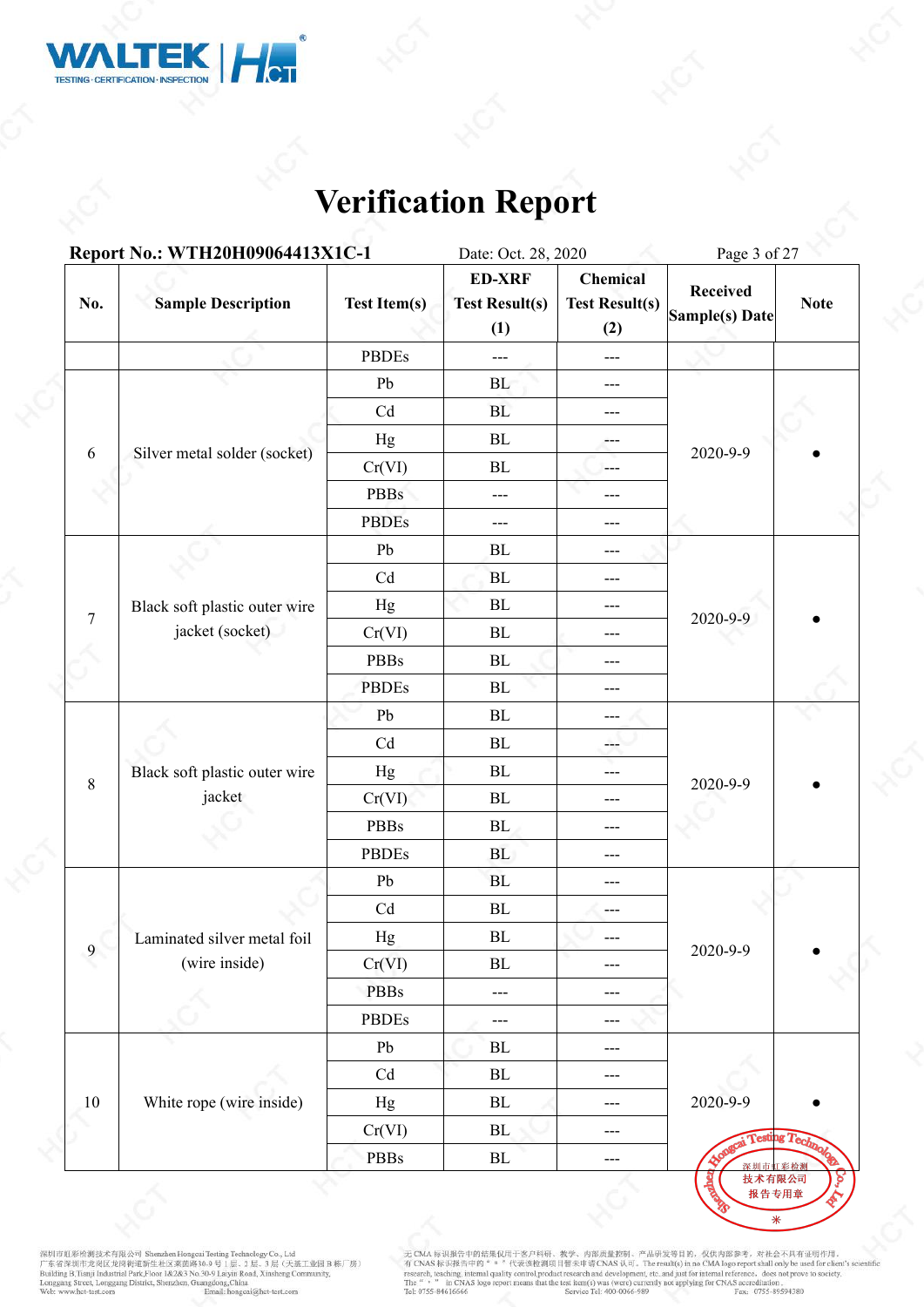# Verification Report

**Report No.: WTH20H09064413X1C-1** Date: Oct. 28, 2020

| No. | Sample Description | Test Item(s) | ED-XRF Test Result(s) (1) | Chemical Test Result(s) (2) | Received Sample(s) Date | Note |
|---|---|---|---|---|---|---|
| | | PBDEs | --- | --- | | |
| 6 | Silver metal solder (socket) | Pb | BL | --- | 2020-9-9 | ● |
| | | Cd | BL | --- | | |
| | | Hg | BL | --- | | |
| | | Cr(VI) | BL | --- | | |
| | | PBBs | --- | --- | | |
| | | PBDEs | --- | --- | | |
| 7 | Black soft plastic outer wire jacket (socket) | Pb | BL | --- | 2020-9-9 | ● |
| | | Cd | BL | --- | | |
| | | Hg | BL | --- | | |
| | | Cr(VI) | BL | --- | | |
| | | PBBs | BL | --- | | |
| | | PBDEs | BL | --- | | |
| 8 | Black soft plastic outer wire jacket | Pb | BL | --- | 2020-9-9 | ● |
| | | Cd | BL | --- | | |
| | | Hg | BL | --- | | |
| | | Cr(VI) | BL | --- | | |
| | | PBBs | BL | --- | | |
| | | PBDEs | BL | --- | | |
| 9 | Laminated silver metal foil (wire inside) | Pb | BL | --- | 2020-9-9 | ● |
| | | Cd | BL | --- | | |
| | | Hg | BL | --- | | |
| | | Cr(VI) | BL | --- | | |
| | | PBBs | --- | --- | | |
| | | PBDEs | --- | --- | | |
| 10 | White rope (wire inside) | Pb | BL | --- | 2020-9-9 | ● |
| | | Cd | BL | --- | | |
| | | Hg | BL | --- | | |
| | | Cr(VI) | BL | --- | | |
| | | PBBs | BL | --- | | |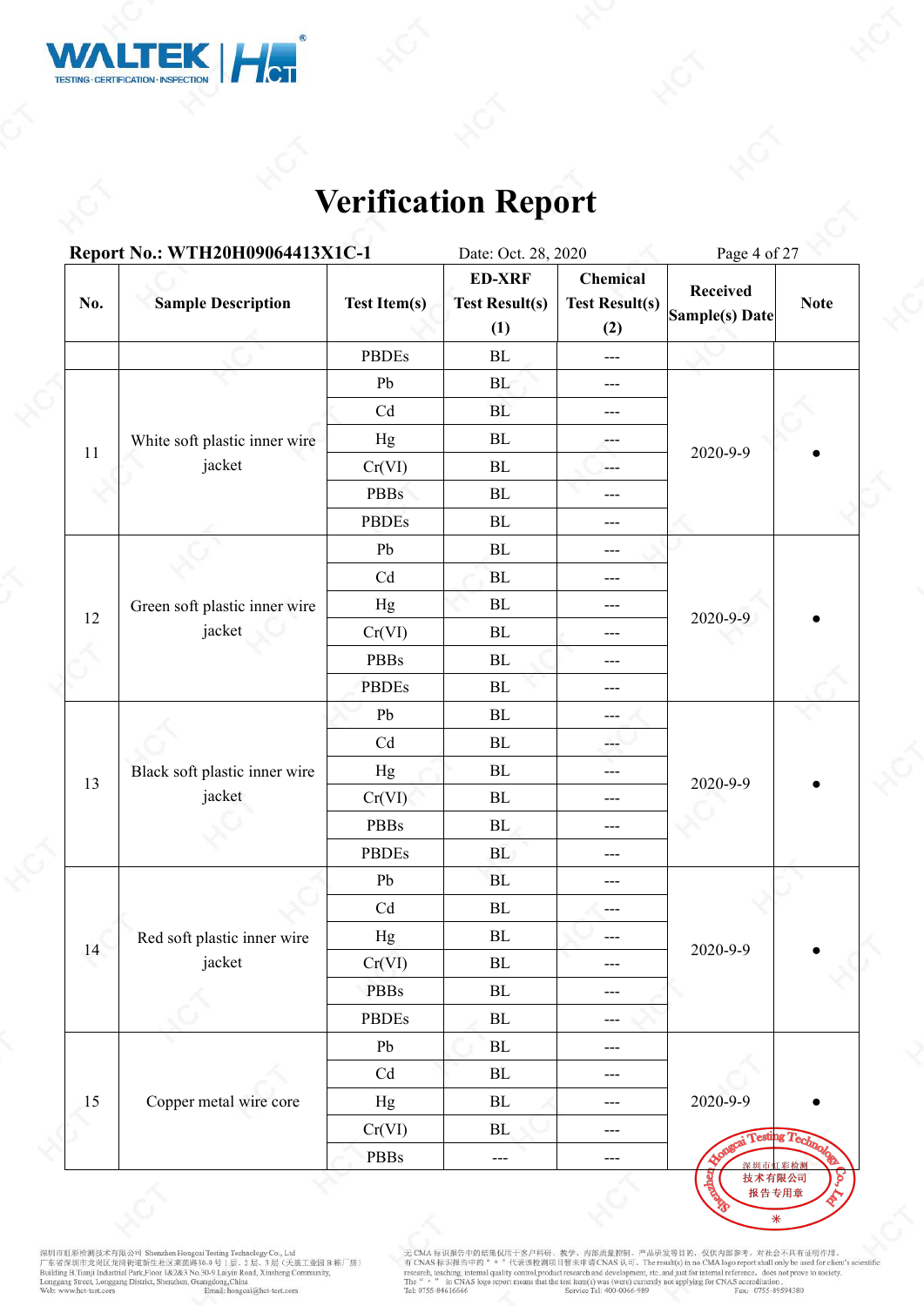# Verification Report

**Report No.: WTH20H09064413X1C-1** Date: Oct. 28, 2020

| No. | Sample Description | Test Item(s) | ED-XRF Test Result(s) (1) | Chemical Test Result(s) (2) | Received Sample(s) Date | Note |
|---|---|---|---|---|---|---|
| | | PBDEs | BL | --- | | |
| 11 | White soft plastic inner wire jacket | Pb | BL | --- | 2020-9-9 | ● |
| | | Cd | BL | --- | | |
| | | Hg | BL | --- | | |
| | | Cr(VI) | BL | --- | | |
| | | PBBs | BL | --- | | |
| | | PBDEs | BL | --- | | |
| 12 | Green soft plastic inner wire jacket | Pb | BL | --- | 2020-9-9 | ● |
| | | Cd | BL | --- | | |
| | | Hg | BL | --- | | |
| | | Cr(VI) | BL | --- | | |
| | | PBBs | BL | --- | | |
| | | PBDEs | BL | --- | | |
| 13 | Black soft plastic inner wire jacket | Pb | BL | --- | 2020-9-9 | ● |
| | | Cd | BL | --- | | |
| | | Hg | BL | --- | | |
| | | Cr(VI) | BL | --- | | |
| | | PBBs | BL | --- | | |
| | | PBDEs | BL | --- | | |
| 14 | Red soft plastic inner wire jacket | Pb | BL | --- | 2020-9-9 | ● |
| | | Cd | BL | --- | | |
| | | Hg | BL | --- | | |
| | | Cr(VI) | BL | --- | | |
| | | PBBs | BL | --- | | |
| | | PBDEs | BL | --- | | |
| 15 | Copper metal wire core | Pb | BL | --- | 2020-9-9 | ● |
| | | Cd | BL | --- | | |
| | | Hg | BL | --- | | |
| | | Cr(VI) | BL | --- | | |
| | | PBBs | --- | --- | | |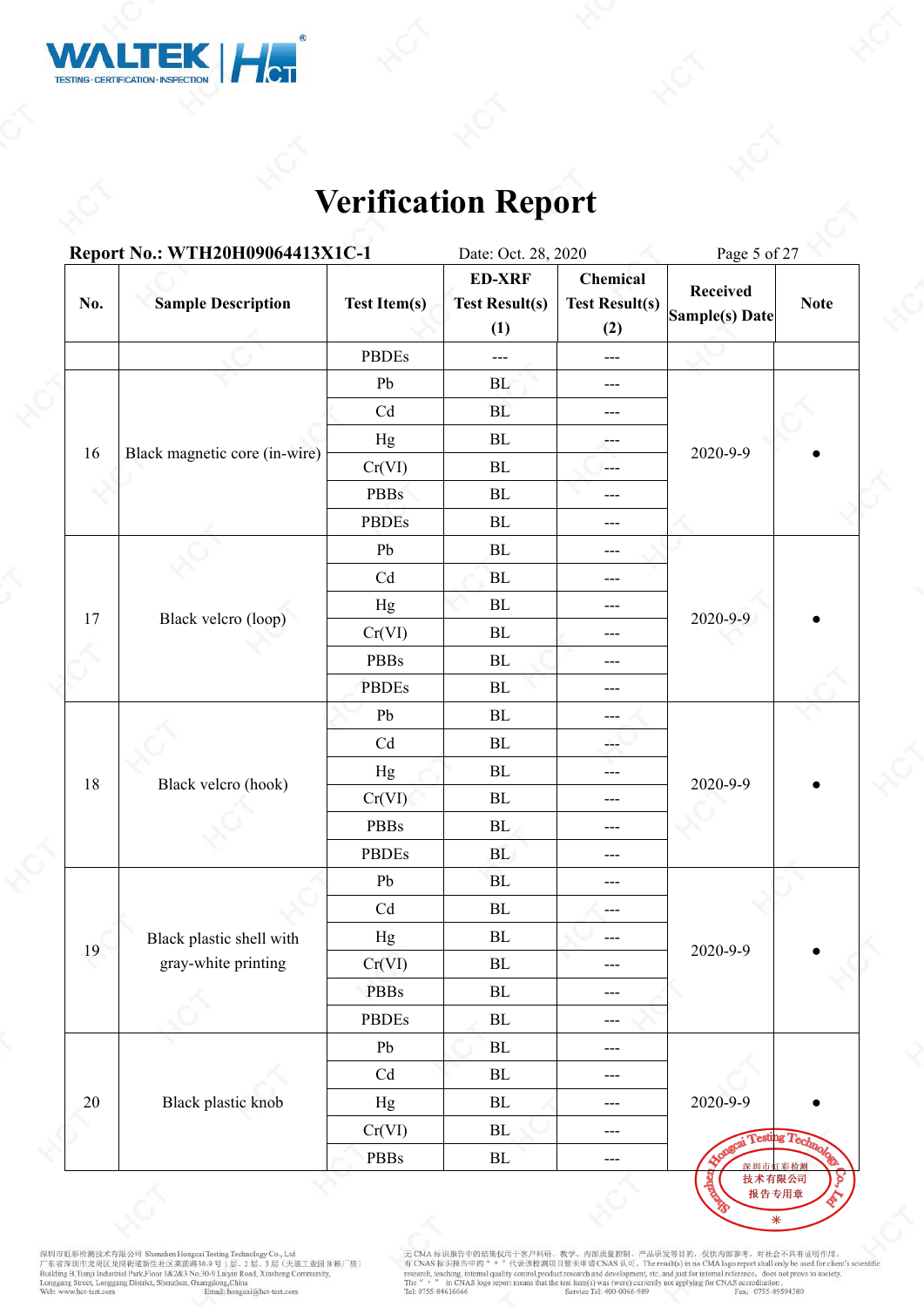# Verification Report

**Report No.: WTH20H09064413X1C-1** Date: Oct. 28, 2020

| No. | Sample Description | Test Item(s) | ED-XRF Test Result(s) (1) | Chemical Test Result(s) (2) | Received Sample(s) Date | Note |
|---|---|---|---|---|---|---|
| | | PBDEs | --- | --- | | |
| 16 | Black magnetic core (in-wire) | Pb | BL | --- | 2020-9-9 | ● |
| | | Cd | BL | --- | | |
| | | Hg | BL | --- | | |
| | | Cr(VI) | BL | --- | | |
| | | PBBs | BL | --- | | |
| | | PBDEs | BL | --- | | |
| 17 | Black velcro (loop) | Pb | BL | --- | 2020-9-9 | ● |
| | | Cd | BL | --- | | |
| | | Hg | BL | --- | | |
| | | Cr(VI) | BL | --- | | |
| | | PBBs | BL | --- | | |
| | | PBDEs | BL | --- | | |
| 18 | Black velcro (hook) | Pb | BL | --- | 2020-9-9 | ● |
| | | Cd | BL | --- | | |
| | | Hg | BL | --- | | |
| | | Cr(VI) | BL | --- | | |
| | | PBBs | BL | --- | | |
| | | PBDEs | BL | --- | | |
| 19 | Black plastic shell with gray-white printing | Pb | BL | --- | 2020-9-9 | ● |
| | | Cd | BL | --- | | |
| | | Hg | BL | --- | | |
| | | Cr(VI) | BL | --- | | |
| | | PBBs | BL | --- | | |
| | | PBDEs | BL | --- | | |
| 20 | Black plastic knob | Pb | BL | --- | 2020-9-9 | ● |
| | | Cd | BL | --- | | |
| | | Hg | BL | --- | | |
| | | Cr(VI) | BL | --- | | |
| | | PBBs | BL | --- | | |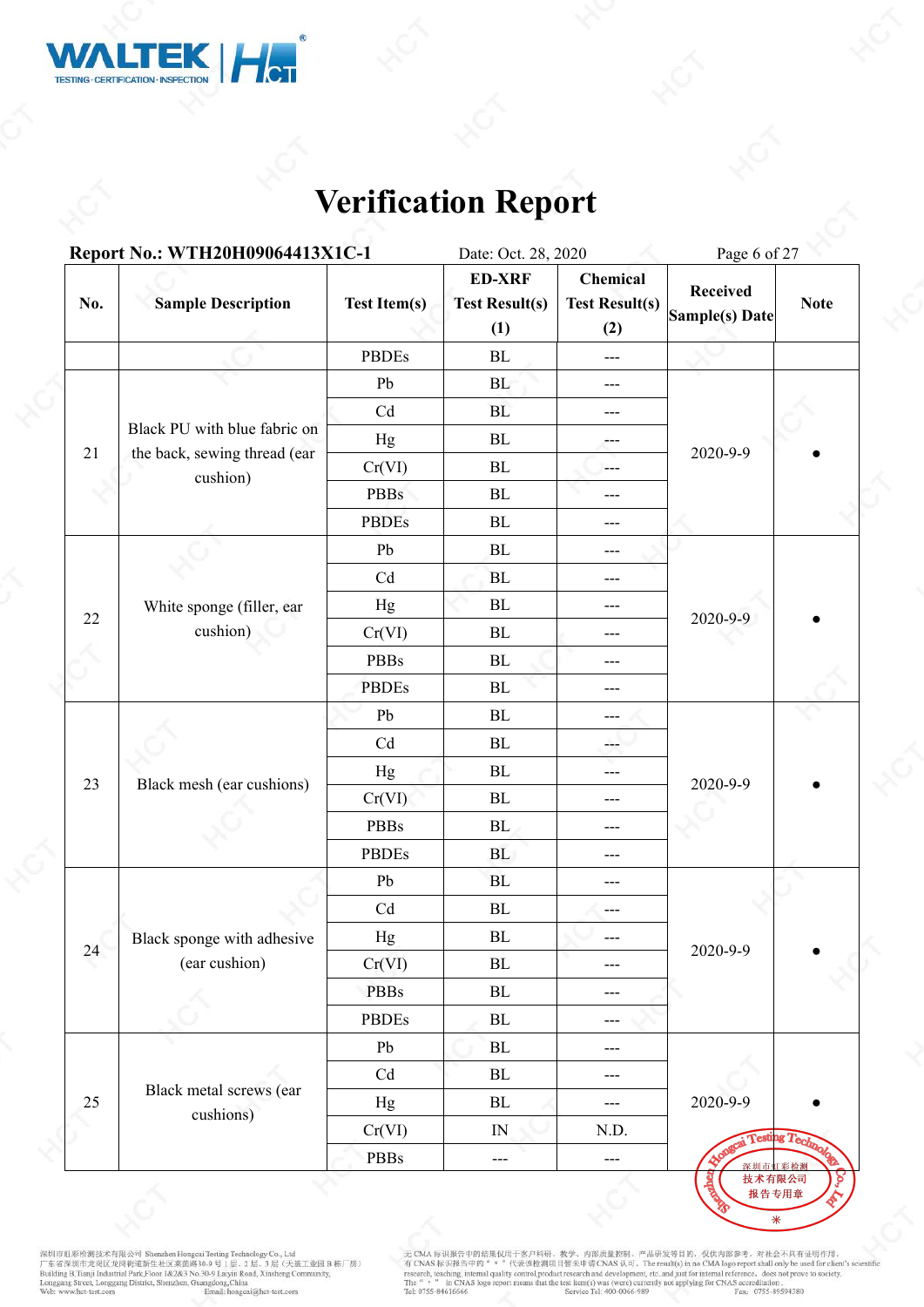# Verification Report

**Report No.: WTH20H09064413X1C-1** Date: Oct. 28, 2020

| No. | Sample Description | Test Item(s) | ED-XRF Test Result(s) (1) | Chemical Test Result(s) (2) | Received Sample(s) Date | Note |
|---|---|---|---|---|---|---|
| | | PBDEs | BL | --- | | |
| 21 | Black PU with blue fabric on the back, sewing thread (ear cushion) | Pb | BL | --- | 2020-9-9 | • |
| | | Cd | BL | --- | | |
| | | Hg | BL | --- | | |
| | | Cr(VI) | BL | --- | | |
| | | PBBs | BL | --- | | |
| | | PBDEs | BL | --- | | |
| 22 | White sponge (filler, ear cushion) | Pb | BL | --- | 2020-9-9 | • |
| | | Cd | BL | --- | | |
| | | Hg | BL | --- | | |
| | | Cr(VI) | BL | --- | | |
| | | PBBs | BL | --- | | |
| | | PBDEs | BL | --- | | |
| 23 | Black mesh (ear cushions) | Pb | BL | --- | 2020-9-9 | • |
| | | Cd | BL | --- | | |
| | | Hg | BL | --- | | |
| | | Cr(VI) | BL | --- | | |
| | | PBBs | BL | --- | | |
| | | PBDEs | BL | --- | | |
| 24 | Black sponge with adhesive (ear cushion) | Pb | BL | --- | 2020-9-9 | • |
| | | Cd | BL | --- | | |
| | | Hg | BL | --- | | |
| | | Cr(VI) | BL | --- | | |
| | | PBBs | BL | --- | | |
| | | PBDEs | BL | --- | | |
| 25 | Black metal screws (ear cushions) | Pb | BL | --- | 2020-9-9 | • |
| | | Cd | BL | --- | | |
| | | Hg | BL | --- | | |
| | | Cr(VI) | IN | N.D. | | |
| | | PBBs | --- | --- | | |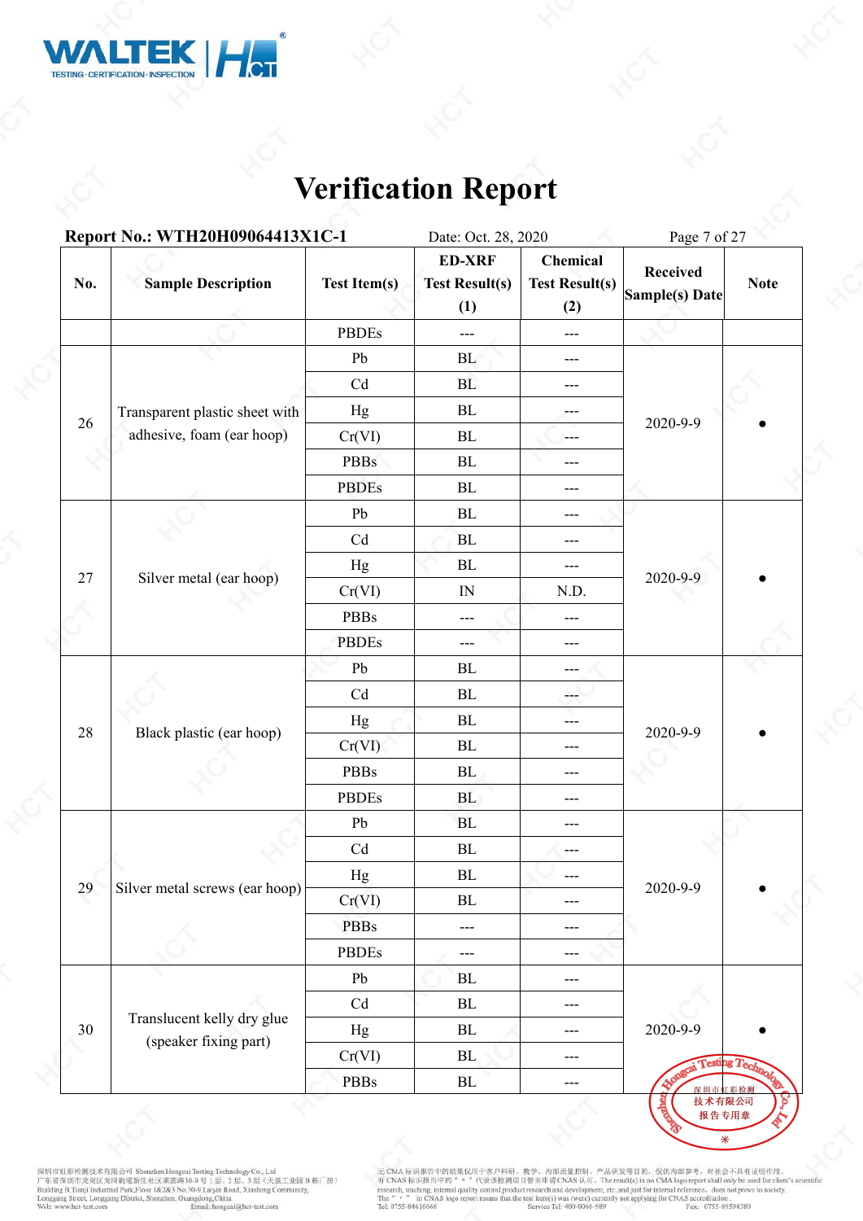# Verification Report

**Report No.: WTH20H09064413X1C-1** Date: Oct. 28, 2020

| No. | Sample Description | Test Item(s) | ED-XRF Test Result(s) (1) | Chemical Test Result(s) (2) | Received Sample(s) Date | Note |
|---|---|---|---|---|---|---|
| | | PBDEs | --- | --- | | |
| 26 | Transparent plastic sheet with adhesive, foam (ear hoop) | Pb | BL | --- | 2020-9-9 | ● |
| | | Cd | BL | --- | | |
| | | Hg | BL | --- | | |
| | | Cr(VI) | BL | --- | | |
| | | PBBs | BL | --- | | |
| | | PBDEs | BL | --- | | |
| 27 | Silver metal (ear hoop) | Pb | BL | --- | 2020-9-9 | ● |
| | | Cd | BL | --- | | |
| | | Hg | BL | --- | | |
| | | Cr(VI) | IN | N.D. | | |
| | | PBBs | --- | --- | | |
| | | PBDEs | --- | --- | | |
| 28 | Black plastic (ear hoop) | Pb | BL | --- | 2020-9-9 | ● |
| | | Cd | BL | --- | | |
| | | Hg | BL | --- | | |
| | | Cr(VI) | BL | --- | | |
| | | PBBs | BL | --- | | |
| | | PBDEs | BL | --- | | |
| 29 | Silver metal screws (ear hoop) | Pb | BL | --- | 2020-9-9 | ● |
| | | Cd | BL | --- | | |
| | | Hg | BL | --- | | |
| | | Cr(VI) | BL | --- | | |
| | | PBBs | --- | --- | | |
| | | PBDEs | --- | --- | | |
| 30 | Translucent kelly dry glue (speaker fixing part) | Pb | BL | --- | 2020-9-9 | ● |
| | | Cd | BL | --- | | |
| | | Hg | BL | --- | | |
| | | Cr(VI) | BL | --- | | |
| | | PBBs | BL | --- | | |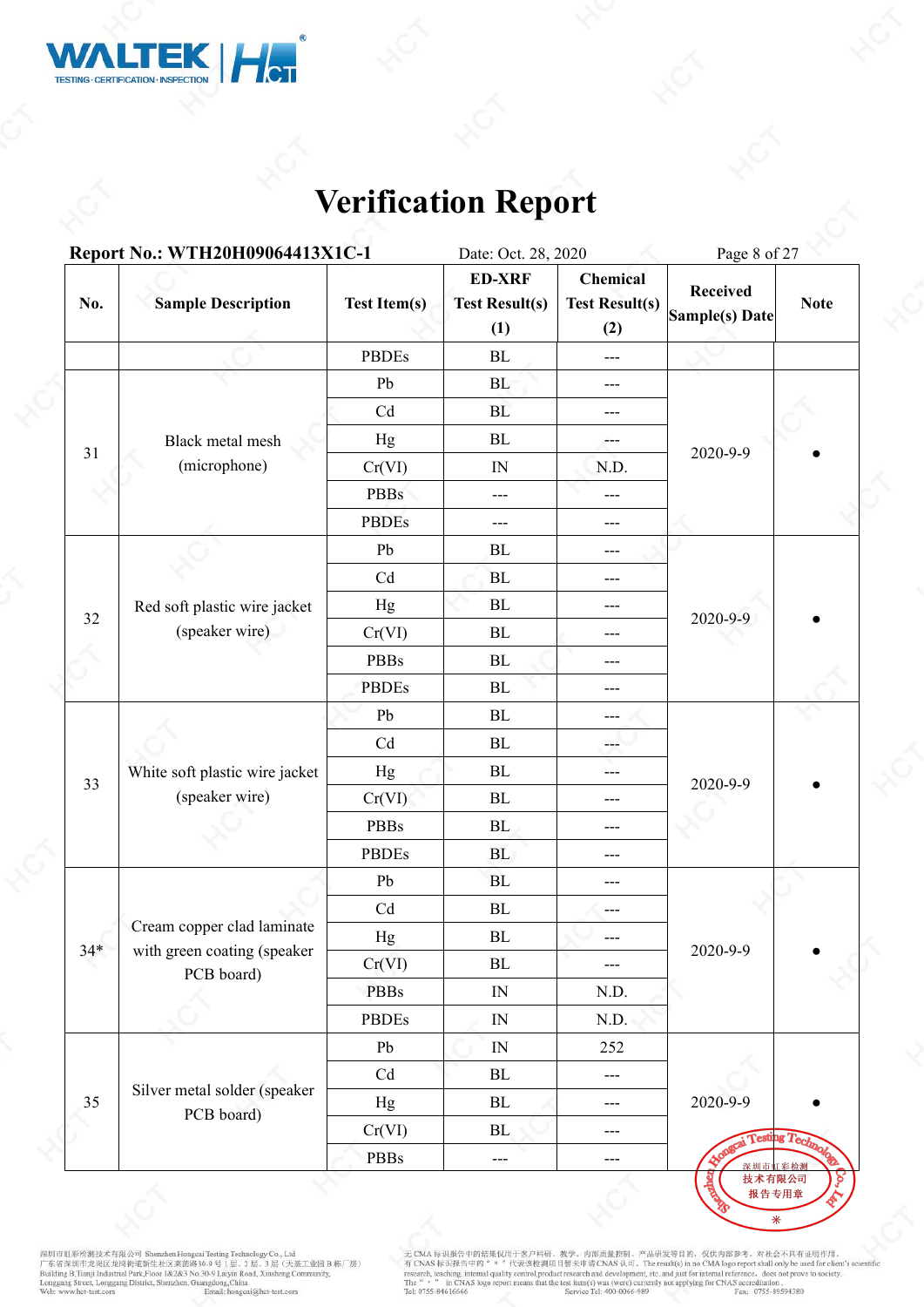# Verification Report

**Report No.: WTH20H09064413X1C-1** Date: Oct. 28, 2020

| No. | Sample Description | Test Item(s) | ED-XRF Test Result(s) (1) | Chemical Test Result(s) (2) | Received Sample(s) Date | Note |
|---|---|---|---|---|---|---|
| | | PBDEs | BL | --- | | |
| 31 | Black metal mesh (microphone) | Pb | BL | --- | 2020-9-9 | • |
| | | Cd | BL | --- | | |
| | | Hg | BL | --- | | |
| | | Cr(VI) | IN | N.D. | | |
| | | PBBs | --- | --- | | |
| | | PBDEs | --- | --- | | |
| 32 | Red soft plastic wire jacket (speaker wire) | Pb | BL | --- | 2020-9-9 | • |
| | | Cd | BL | --- | | |
| | | Hg | BL | --- | | |
| | | Cr(VI) | BL | --- | | |
| | | PBBs | BL | --- | | |
| | | PBDEs | BL | --- | | |
| 33 | White soft plastic wire jacket (speaker wire) | Pb | BL | --- | 2020-9-9 | • |
| | | Cd | BL | --- | | |
| | | Hg | BL | --- | | |
| | | Cr(VI) | BL | --- | | |
| | | PBBs | BL | --- | | |
| | | PBDEs | BL | --- | | |
| 34* | Cream copper clad laminate with green coating (speaker PCB board) | Pb | BL | --- | 2020-9-9 | • |
| | | Cd | BL | --- | | |
| | | Hg | BL | --- | | |
| | | Cr(VI) | BL | --- | | |
| | | PBBs | IN | N.D. | | |
| | | PBDEs | IN | N.D. | | |
| 35 | Silver metal solder (speaker PCB board) | Pb | IN | 252 | 2020-9-9 | • |
| | | Cd | BL | --- | | |
| | | Hg | BL | --- | | |
| | | Cr(VI) | BL | --- | | |
| | | PBBs | --- | --- | | |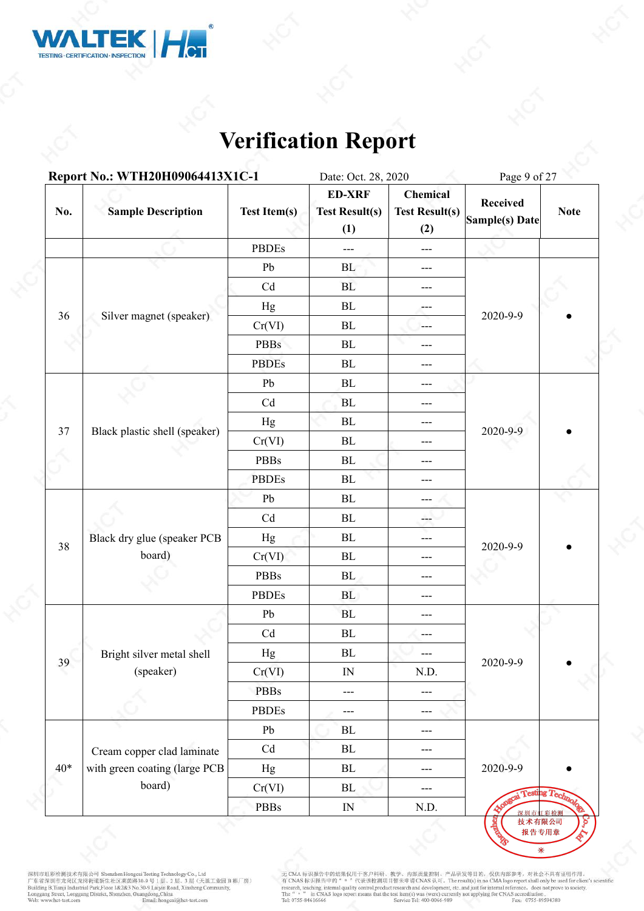# Verification Report

**Report No.: WTH20H09064413X1C-1** Date: Oct. 28, 2020

| No. | Sample Description | Test Item(s) | ED-XRF Test Result(s) (1) | Chemical Test Result(s) (2) | Received Sample(s) Date | Note |
|---|---|---|---|---|---|---|
| | | PBDEs | --- | --- | | |
| 36 | Silver magnet (speaker) | Pb | BL | --- | 2020-9-9 | ● |
| | | Cd | BL | --- | | |
| | | Hg | BL | --- | | |
| | | Cr(VI) | BL | --- | | |
| | | PBBs | BL | --- | | |
| | | PBDEs | BL | --- | | |
| 37 | Black plastic shell (speaker) | Pb | BL | --- | 2020-9-9 | ● |
| | | Cd | BL | --- | | |
| | | Hg | BL | --- | | |
| | | Cr(VI) | BL | --- | | |
| | | PBBs | BL | --- | | |
| | | PBDEs | BL | --- | | |
| 38 | Black dry glue (speaker PCB board) | Pb | BL | --- | 2020-9-9 | ● |
| | | Cd | BL | --- | | |
| | | Hg | BL | --- | | |
| | | Cr(VI) | BL | --- | | |
| | | PBBs | BL | --- | | |
| | | PBDEs | BL | --- | | |
| 39 | Bright silver metal shell (speaker) | Pb | BL | --- | 2020-9-9 | ● |
| | | Cd | BL | --- | | |
| | | Hg | BL | --- | | |
| | | Cr(VI) | IN | N.D. | | |
| | | PBBs | --- | --- | | |
| | | PBDEs | --- | --- | | |
| 40* | Cream copper clad laminate with green coating (large PCB board) | Pb | BL | --- | 2020-9-9 | ● |
| | | Cd | BL | --- | | |
| | | Hg | BL | --- | | |
| | | Cr(VI) | BL | --- | | |
| | | PBBs | IN | N.D. | | |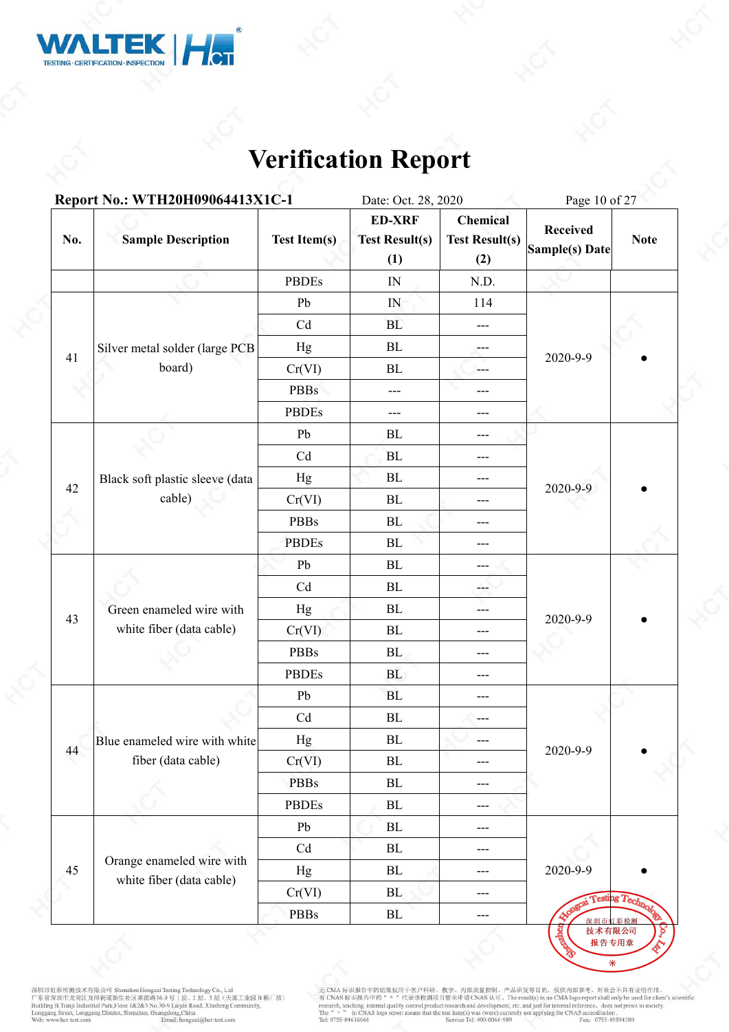# Verification Report

**Report No.: WTH20H09064413X1C-1** Date: Oct. 28, 2020

| No. | Sample Description | Test Item(s) | ED-XRF Test Result(s) (1) | Chemical Test Result(s) (2) | Received Sample(s) Date | Note |
|---|---|---|---|---|---|---|
| | | PBDEs | IN | N.D. | | |
| 41 | Silver metal solder (large PCB board) | Pb | IN | 114 | 2020-9-9 | ● |
| | | Cd | BL | --- | | |
| | | Hg | BL | --- | | |
| | | Cr(VI) | BL | --- | | |
| | | PBBs | --- | --- | | |
| | | PBDEs | --- | --- | | |
| 42 | Black soft plastic sleeve (data cable) | Pb | BL | --- | 2020-9-9 | ● |
| | | Cd | BL | --- | | |
| | | Hg | BL | --- | | |
| | | Cr(VI) | BL | --- | | |
| | | PBBs | BL | --- | | |
| | | PBDEs | BL | --- | | |
| 43 | Green enameled wire with white fiber (data cable) | Pb | BL | --- | 2020-9-9 | ● |
| | | Cd | BL | --- | | |
| | | Hg | BL | --- | | |
| | | Cr(VI) | BL | --- | | |
| | | PBBs | BL | --- | | |
| | | PBDEs | BL | --- | | |
| 44 | Blue enameled wire with white fiber (data cable) | Pb | BL | --- | 2020-9-9 | ● |
| | | Cd | BL | --- | | |
| | | Hg | BL | --- | | |
| | | Cr(VI) | BL | --- | | |
| | | PBBs | BL | --- | | |
| | | PBDEs | BL | --- | | |
| 45 | Orange enameled wire with white fiber (data cable) | Pb | BL | --- | 2020-9-9 | ● |
| | | Cd | BL | --- | | |
| | | Hg | BL | --- | | |
| | | Cr(VI) | BL | --- | | |
| | | PBBs | BL | --- | | |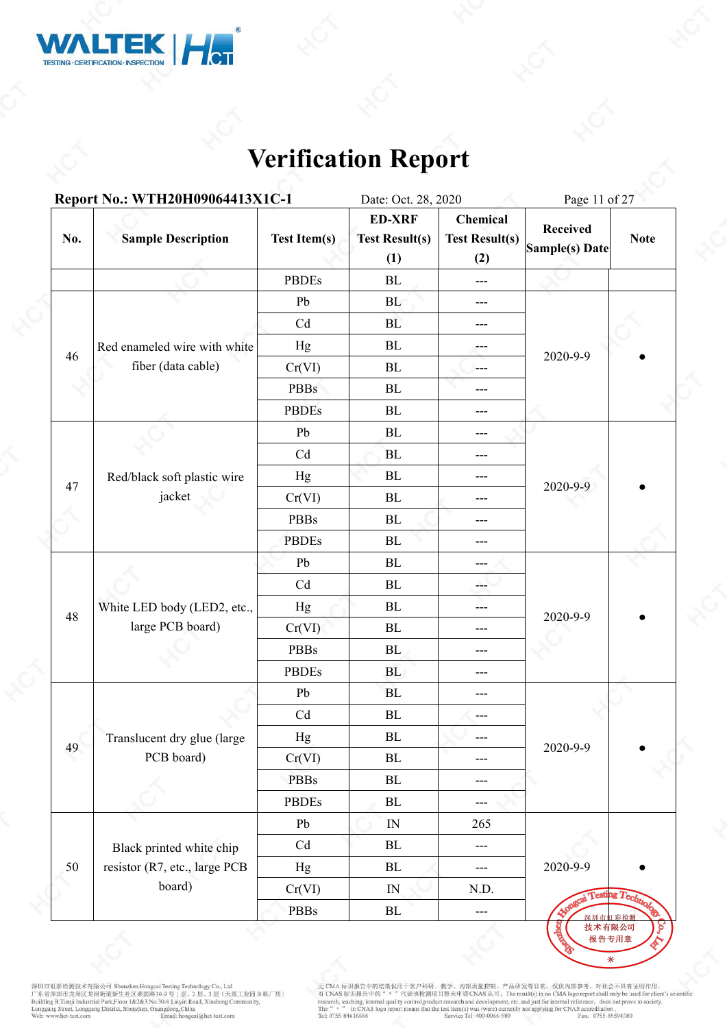# Verification Report

**Report No.: WTH20H09064413X1C-1** Date: Oct. 28, 2020

| No. | Sample Description | Test Item(s) | ED-XRF Test Result(s) (1) | Chemical Test Result(s) (2) | Received Sample(s) Date | Note |
|---|---|---|---|---|---|---|
| | | PBDEs | BL | --- | | |
| 46 | Red enameled wire with white fiber (data cable) | Pb | BL | --- | 2020-9-9 | ● |
| | | Cd | BL | --- | | |
| | | Hg | BL | --- | | |
| | | Cr(VI) | BL | --- | | |
| | | PBBs | BL | --- | | |
| | | PBDEs | BL | --- | | |
| 47 | Red/black soft plastic wire jacket | Pb | BL | --- | 2020-9-9 | ● |
| | | Cd | BL | --- | | |
| | | Hg | BL | --- | | |
| | | Cr(VI) | BL | --- | | |
| | | PBBs | BL | --- | | |
| | | PBDEs | BL | --- | | |
| 48 | White LED body (LED2, etc., large PCB board) | Pb | BL | --- | 2020-9-9 | ● |
| | | Cd | BL | --- | | |
| | | Hg | BL | --- | | |
| | | Cr(VI) | BL | --- | | |
| | | PBBs | BL | --- | | |
| | | PBDEs | BL | --- | | |
| 49 | Translucent dry glue (large PCB board) | Pb | BL | --- | 2020-9-9 | ● |
| | | Cd | BL | --- | | |
| | | Hg | BL | --- | | |
| | | Cr(VI) | BL | --- | | |
| | | PBBs | BL | --- | | |
| | | PBDEs | BL | --- | | |
| 50 | Black printed white chip resistor (R7, etc., large PCB board) | Pb | IN | 265 | 2020-9-9 | ● |
| | | Cd | BL | --- | | |
| | | Hg | BL | --- | | |
| | | Cr(VI) | IN | N.D. | | |
| | | PBBs | BL | --- | | |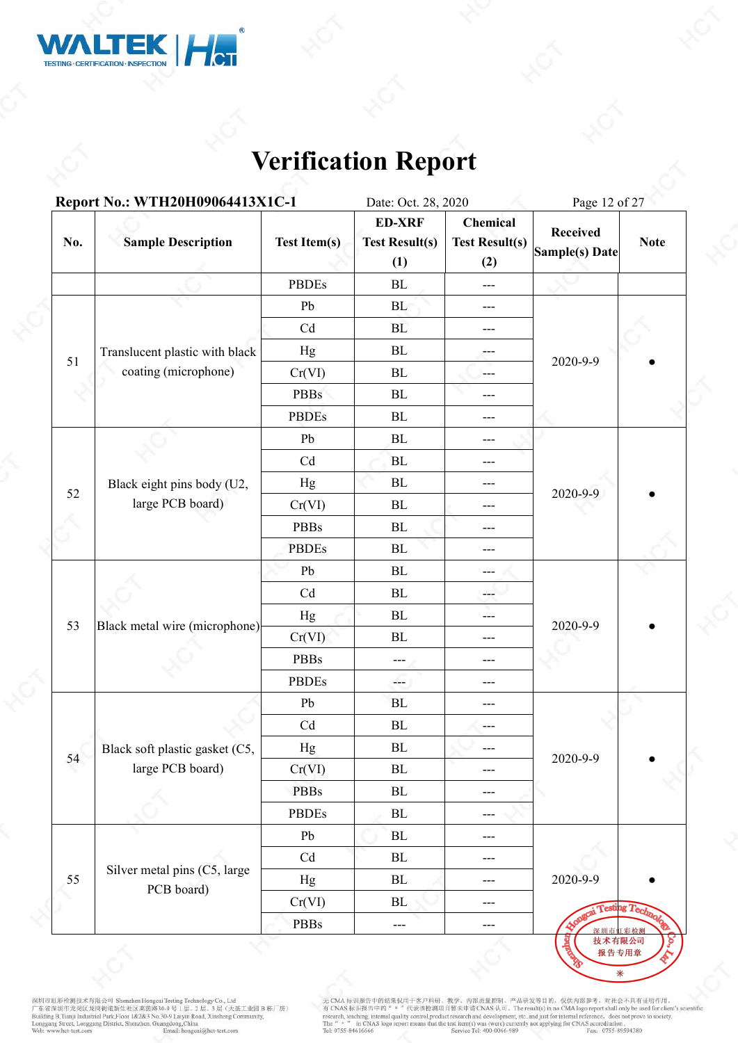# Verification Report

**Report No.: WTH20H09064413X1C-1** Date: Oct. 28, 2020

| No. | Sample Description | Test Item(s) | ED-XRF Test Result(s) (1) | Chemical Test Result(s) (2) | Received Sample(s) Date | Note |
|---|---|---|---|---|---|---|
| | | PBDEs | BL | --- | | |
| 51 | Translucent plastic with black coating (microphone) | Pb | BL | --- | 2020-9-9 | • |
| | | Cd | BL | --- | | |
| | | Hg | BL | --- | | |
| | | Cr(VI) | BL | --- | | |
| | | PBBs | BL | --- | | |
| | | PBDEs | BL | --- | | |
| 52 | Black eight pins body (U2, large PCB board) | Pb | BL | --- | 2020-9-9 | • |
| | | Cd | BL | --- | | |
| | | Hg | BL | --- | | |
| | | Cr(VI) | BL | --- | | |
| | | PBBs | BL | --- | | |
| | | PBDEs | BL | --- | | |
| 53 | Black metal wire (microphone) | Pb | BL | --- | 2020-9-9 | • |
| | | Cd | BL | --- | | |
| | | Hg | BL | --- | | |
| | | Cr(VI) | BL | --- | | |
| | | PBBs | --- | --- | | |
| | | PBDEs | --- | --- | | |
| 54 | Black soft plastic gasket (C5, large PCB board) | Pb | BL | --- | 2020-9-9 | • |
| | | Cd | BL | --- | | |
| | | Hg | BL | --- | | |
| | | Cr(VI) | BL | --- | | |
| | | PBBs | BL | --- | | |
| | | PBDEs | BL | --- | | |
| 55 | Silver metal pins (C5, large PCB board) | Pb | BL | --- | 2020-9-9 | • |
| | | Cd | BL | --- | | |
| | | Hg | BL | --- | | |
| | | Cr(VI) | BL | --- | | |
| | | PBBs | --- | --- | | |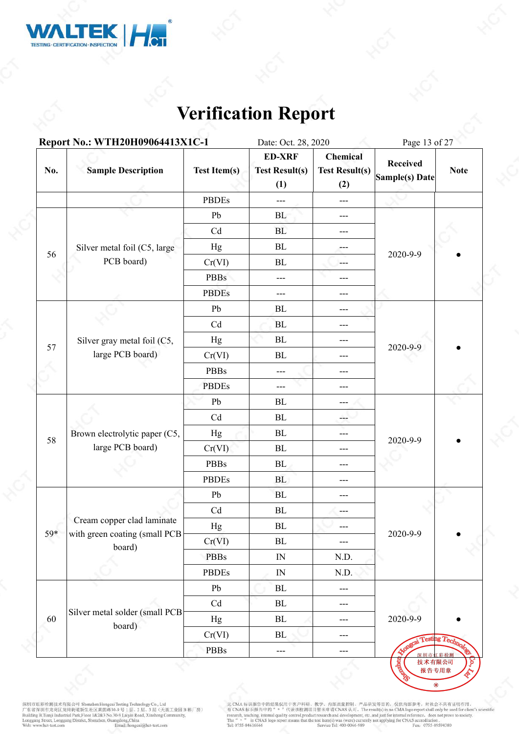# Verification Report

**Report No.: WTH20H09064413X1C-1** Date: Oct. 28, 2020

| No. | Sample Description | Test Item(s) | ED-XRF Test Result(s) (1) | Chemical Test Result(s) (2) | Received Sample(s) Date | Note |
|---|---|---|---|---|---|---|
| | | PBDEs | --- | --- | | |
| 56 | Silver metal foil (C5, large PCB board) | Pb | BL | --- | 2020-9-9 | ● |
| | | Cd | BL | --- | | |
| | | Hg | BL | --- | | |
| | | Cr(VI) | BL | --- | | |
| | | PBBs | --- | --- | | |
| | | PBDEs | --- | --- | | |
| 57 | Silver gray metal foil (C5, large PCB board) | Pb | BL | --- | 2020-9-9 | ● |
| | | Cd | BL | --- | | |
| | | Hg | BL | --- | | |
| | | Cr(VI) | BL | --- | | |
| | | PBBs | --- | --- | | |
| | | PBDEs | --- | --- | | |
| 58 | Brown electrolytic paper (C5, large PCB board) | Pb | BL | --- | 2020-9-9 | ● |
| | | Cd | BL | --- | | |
| | | Hg | BL | --- | | |
| | | Cr(VI) | BL | --- | | |
| | | PBBs | BL | --- | | |
| | | PBDEs | BL | --- | | |
| 59* | Cream copper clad laminate with green coating (small PCB board) | Pb | BL | --- | 2020-9-9 | ● |
| | | Cd | BL | --- | | |
| | | Hg | BL | --- | | |
| | | Cr(VI) | BL | --- | | |
| | | PBBs | IN | N.D. | | |
| | | PBDEs | IN | N.D. | | |
| 60 | Silver metal solder (small PCB board) | Pb | BL | --- | 2020-9-9 | ● |
| | | Cd | BL | --- | | |
| | | Hg | BL | --- | | |
| | | Cr(VI) | BL | --- | | |
| | | PBBs | --- | --- | | |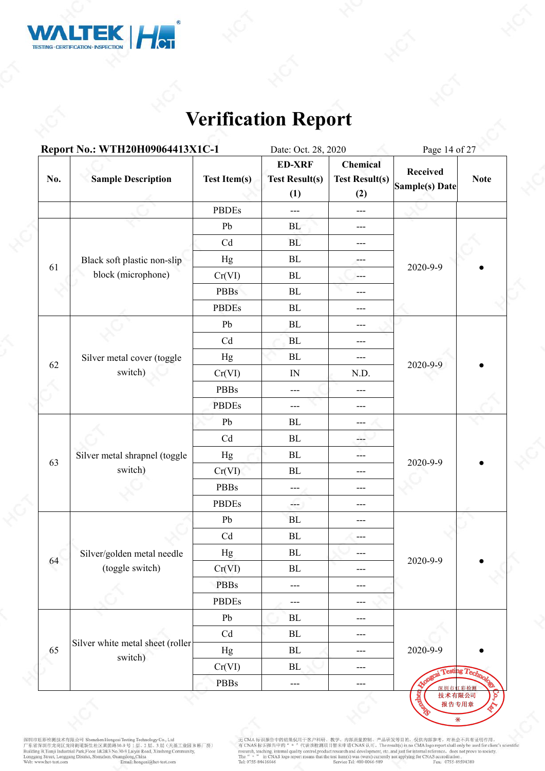# Verification Report

**Report No.: WTH20H09064413X1C-1** Date: Oct. 28, 2020

| No. | Sample Description | Test Item(s) | ED-XRF Test Result(s) (1) | Chemical Test Result(s) (2) | Received Sample(s) Date | Note |
|---|---|---|---|---|---|---|
| | | PBDEs | --- | --- | | |
| 61 | Black soft plastic non-slip block (microphone) | Pb | BL | --- | 2020-9-9 | • |
| | | Cd | BL | --- | | |
| | | Hg | BL | --- | | |
| | | Cr(VI) | BL | --- | | |
| | | PBBs | BL | --- | | |
| | | PBDEs | BL | --- | | |
| 62 | Silver metal cover (toggle switch) | Pb | BL | --- | 2020-9-9 | • |
| | | Cd | BL | --- | | |
| | | Hg | BL | --- | | |
| | | Cr(VI) | IN | N.D. | | |
| | | PBBs | --- | --- | | |
| | | PBDEs | --- | --- | | |
| 63 | Silver metal shrapnel (toggle switch) | Pb | BL | --- | 2020-9-9 | • |
| | | Cd | BL | --- | | |
| | | Hg | BL | --- | | |
| | | Cr(VI) | BL | --- | | |
| | | PBBs | --- | --- | | |
| | | PBDEs | --- | --- | | |
| 64 | Silver/golden metal needle (toggle switch) | Pb | BL | --- | 2020-9-9 | • |
| | | Cd | BL | --- | | |
| | | Hg | BL | --- | | |
| | | Cr(VI) | BL | --- | | |
| | | PBBs | --- | --- | | |
| | | PBDEs | --- | --- | | |
| 65 | Silver white metal sheet (roller switch) | Pb | BL | --- | 2020-9-9 | • |
| | | Cd | BL | --- | | |
| | | Hg | BL | --- | | |
| | | Cr(VI) | BL | --- | | |
| | | PBBs | --- | --- | | |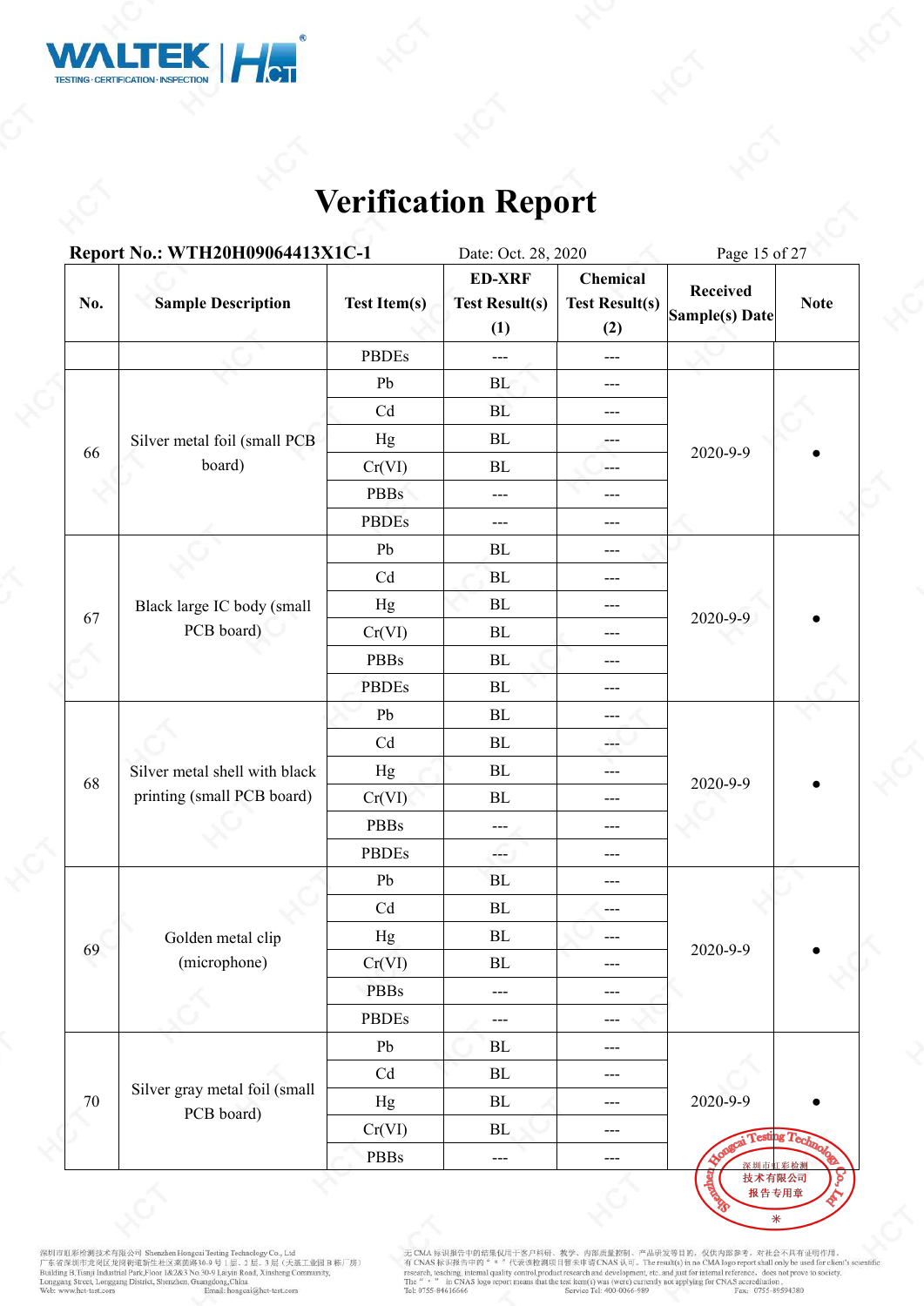# Verification Report

**Report No.: WTH20H09064413X1C-1** Date: Oct. 28, 2020

| No. | Sample Description | Test Item(s) | ED-XRF Test Result(s) (1) | Chemical Test Result(s) (2) | Received Sample(s) Date | Note |
|---|---|---|---|---|---|---|
| | | PBDEs | --- | --- | | |
| 66 | Silver metal foil (small PCB board) | Pb | BL | --- | 2020-9-9 | ● |
| | | Cd | BL | --- | | |
| | | Hg | BL | --- | | |
| | | Cr(VI) | BL | --- | | |
| | | PBBs | --- | --- | | |
| | | PBDEs | --- | --- | | |
| 67 | Black large IC body (small PCB board) | Pb | BL | --- | 2020-9-9 | ● |
| | | Cd | BL | --- | | |
| | | Hg | BL | --- | | |
| | | Cr(VI) | BL | --- | | |
| | | PBBs | BL | --- | | |
| | | PBDEs | BL | --- | | |
| 68 | Silver metal shell with black printing (small PCB board) | Pb | BL | --- | 2020-9-9 | ● |
| | | Cd | BL | --- | | |
| | | Hg | BL | --- | | |
| | | Cr(VI) | BL | --- | | |
| | | PBBs | --- | --- | | |
| | | PBDEs | --- | --- | | |
| 69 | Golden metal clip (microphone) | Pb | BL | --- | 2020-9-9 | ● |
| | | Cd | BL | --- | | |
| | | Hg | BL | --- | | |
| | | Cr(VI) | BL | --- | | |
| | | PBBs | --- | --- | | |
| | | PBDEs | --- | --- | | |
| 70 | Silver gray metal foil (small PCB board) | Pb | BL | --- | 2020-9-9 | ● |
| | | Cd | BL | --- | | |
| | | Hg | BL | --- | | |
| | | Cr(VI) | BL | --- | | |
| | | PBBs | --- | --- | | |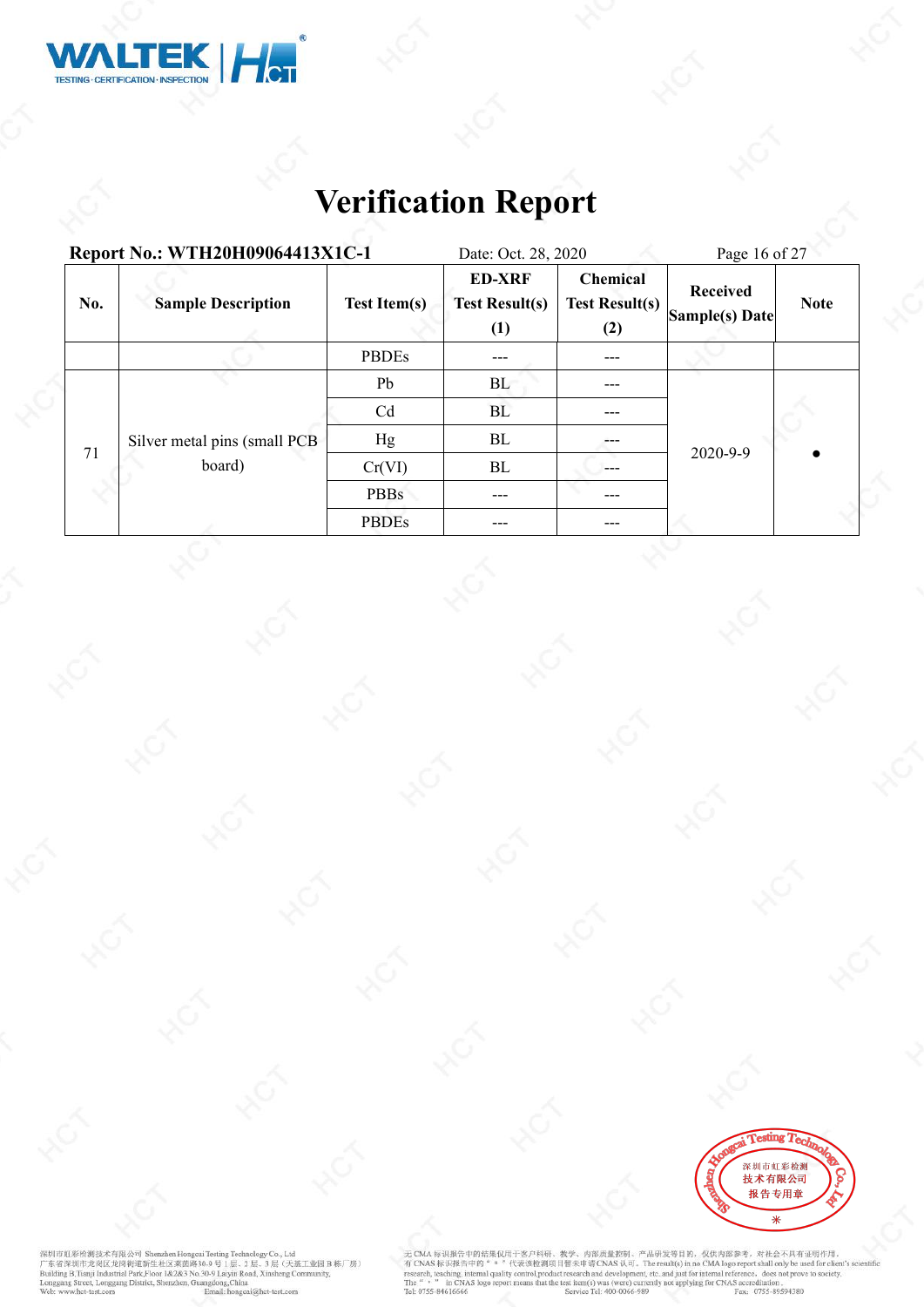# Verification Report

**Report No.: WTH20H09064413X1C-1** Date: Oct. 28, 2020

| No. | Sample Description | Test Item(s) | ED-XRF Test Result(s) (1) | Chemical Test Result(s) (2) | Received Sample(s) Date | Note |
|---|---|---|---|---|---|---|
| | | PBDEs | --- | --- | | |
| 71 | Silver metal pins (small PCB board) | Pb | BL | --- | 2020-9-9 | ● |
| | | Cd | BL | --- | | |
| | | Hg | BL | --- | | |
| | | Cr(VI) | BL | --- | | |
| | | PBBs | --- | --- | | |
| | | PBDEs | --- | --- | | |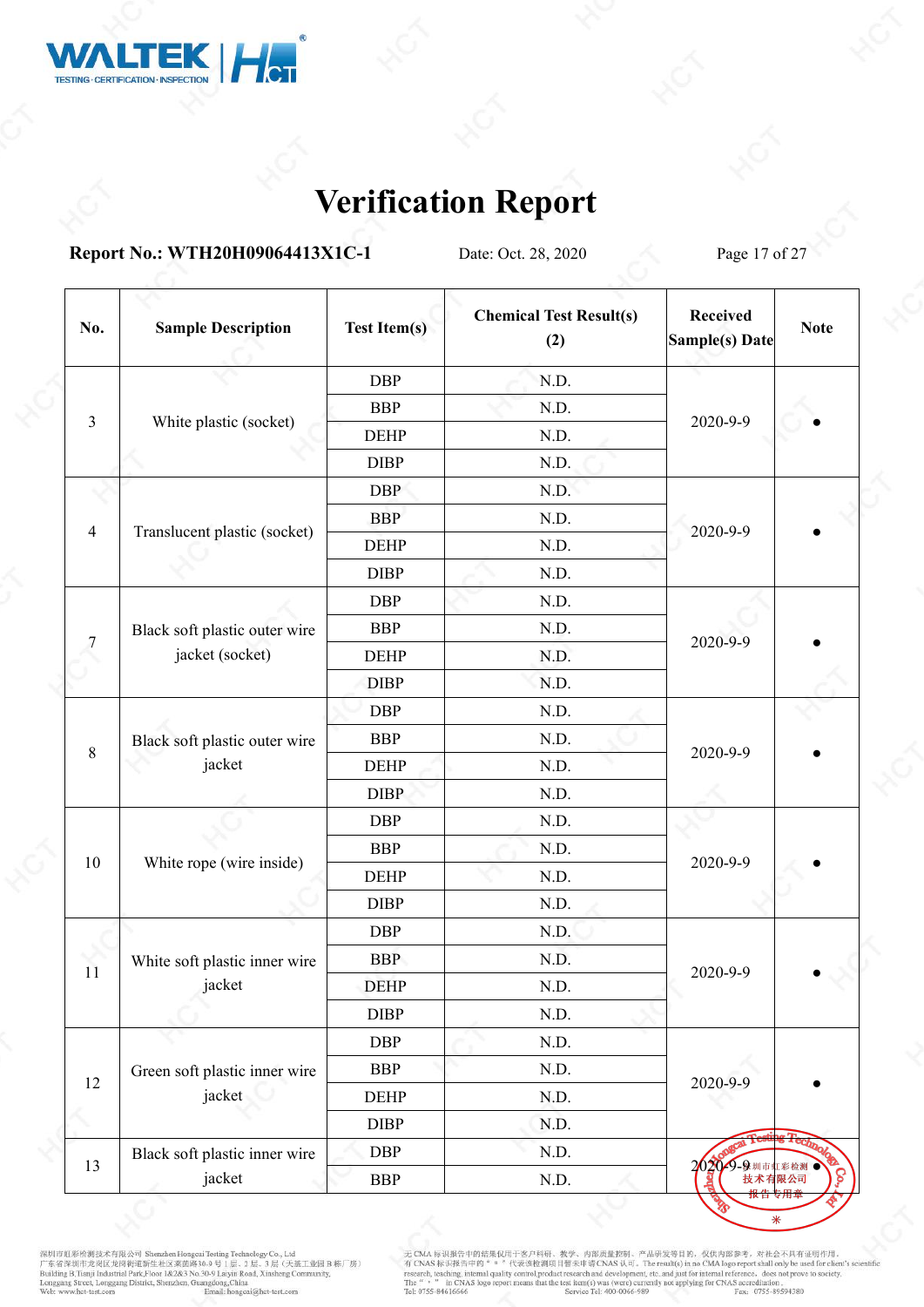# Verification Report

**Report No.: WTH20H09064413X1C-1** Date: Oct. 28, 2020

| No. | Sample Description | Test Item(s) | Chemical Test Result(s) (2) | Received Sample(s) Date | Note |
|---|---|---|---|---|---|
| 3 | White plastic (socket) | DBP | N.D. | 2020-9-9 | ● |
| | | BBP | N.D. | | |
| | | DEHP | N.D. | | |
| | | DIBP | N.D. | | |
| 4 | Translucent plastic (socket) | DBP | N.D. | 2020-9-9 | ● |
| | | BBP | N.D. | | |
| | | DEHP | N.D. | | |
| | | DIBP | N.D. | | |
| 7 | Black soft plastic outer wire jacket (socket) | DBP | N.D. | 2020-9-9 | ● |
| | | BBP | N.D. | | |
| | | DEHP | N.D. | | |
| | | DIBP | N.D. | | |
| 8 | Black soft plastic outer wire jacket | DBP | N.D. | 2020-9-9 | ● |
| | | BBP | N.D. | | |
| | | DEHP | N.D. | | |
| | | DIBP | N.D. | | |
| 10 | White rope (wire inside) | DBP | N.D. | 2020-9-9 | ● |
| | | BBP | N.D. | | |
| | | DEHP | N.D. | | |
| | | DIBP | N.D. | | |
| 11 | White soft plastic inner wire jacket | DBP | N.D. | 2020-9-9 | ● |
| | | BBP | N.D. | | |
| | | DEHP | N.D. | | |
| | | DIBP | N.D. | | |
| 12 | Green soft plastic inner wire jacket | DBP | N.D. | 2020-9-9 | ● |
| | | BBP | N.D. | | |
| | | DEHP | N.D. | | |
| | | DIBP | N.D. | | |
| 13 | Black soft plastic inner wire jacket | DBP | N.D. | 2020-9-9 | ● |
| | | BBP | N.D. | | |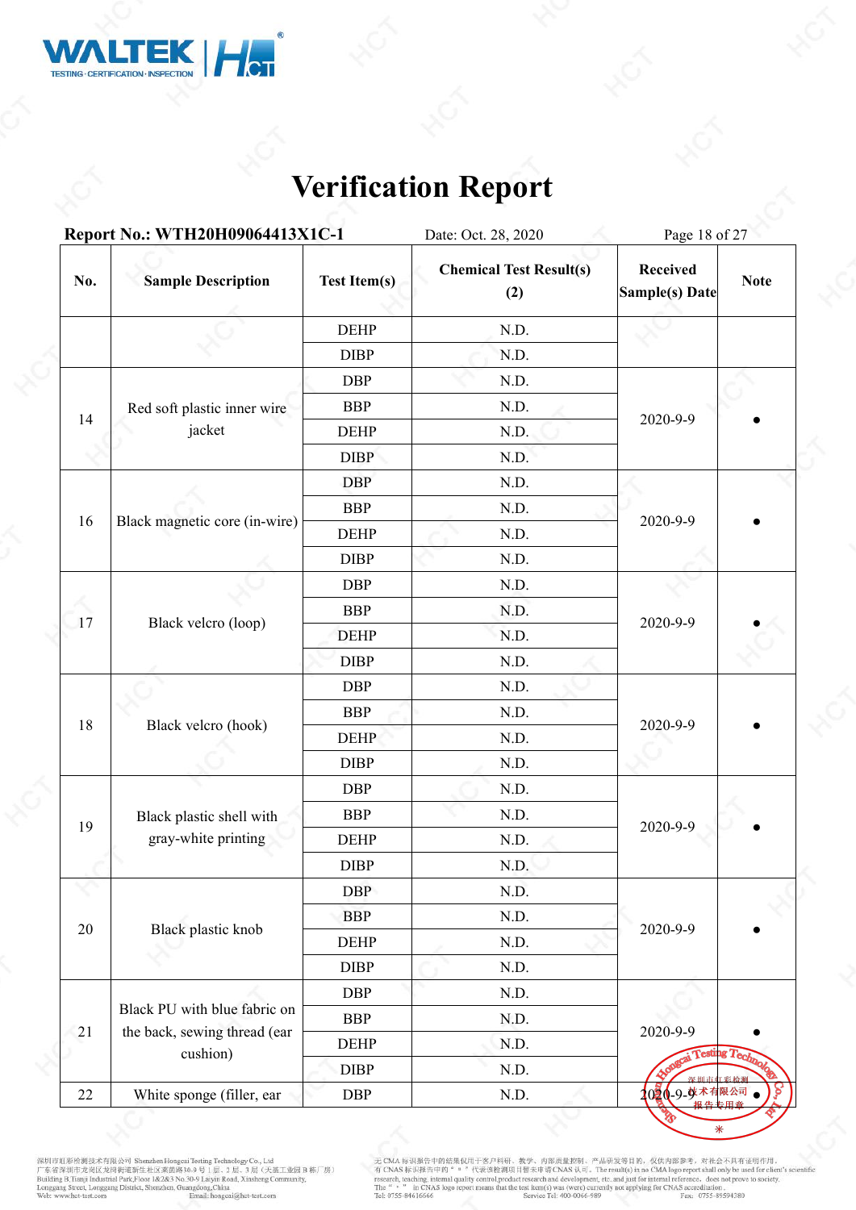# Verification Report

**Report No.: WTH20H09064413X1C-1** Date: Oct. 28, 2020

| No. | Sample Description | Test Item(s) | Chemical Test Result(s) (2) | Received Sample(s) Date | Note |
|---|---|---|---|---|---|
| | | DEHP | N.D. | | |
| | | DIBP | N.D. | | |
| 14 | Red soft plastic inner wire jacket | DBP | N.D. | 2020-9-9 | ● |
| | | BBP | N.D. | | |
| | | DEHP | N.D. | | |
| | | DIBP | N.D. | | |
| 16 | Black magnetic core (in-wire) | DBP | N.D. | 2020-9-9 | ● |
| | | BBP | N.D. | | |
| | | DEHP | N.D. | | |
| | | DIBP | N.D. | | |
| 17 | Black velcro (loop) | DBP | N.D. | 2020-9-9 | ● |
| | | BBP | N.D. | | |
| | | DEHP | N.D. | | |
| | | DIBP | N.D. | | |
| 18 | Black velcro (hook) | DBP | N.D. | 2020-9-9 | ● |
| | | BBP | N.D. | | |
| | | DEHP | N.D. | | |
| | | DIBP | N.D. | | |
| 19 | Black plastic shell with gray-white printing | DBP | N.D. | 2020-9-9 | ● |
| | | BBP | N.D. | | |
| | | DEHP | N.D. | | |
| | | DIBP | N.D. | | |
| 20 | Black plastic knob | DBP | N.D. | 2020-9-9 | ● |
| | | BBP | N.D. | | |
| | | DEHP | N.D. | | |
| | | DIBP | N.D. | | |
| 21 | Black PU with blue fabric on the back, sewing thread (ear cushion) | DBP | N.D. | 2020-9-9 | ● |
| | | BBP | N.D. | | |
| | | DEHP | N.D. | | |
| | | DIBP | N.D. | | |
| 22 | White sponge (filler, ear | DBP | N.D. | 2020-9-9 | ● |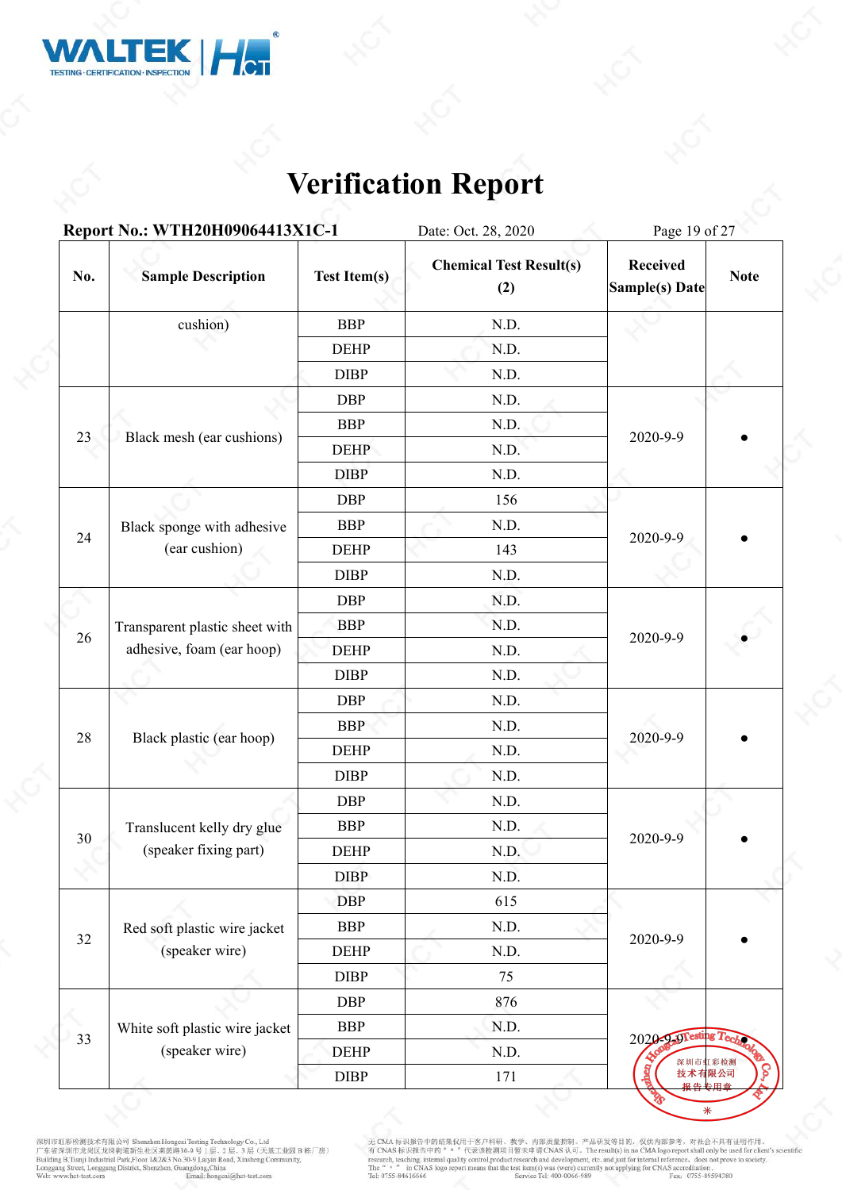# Verification Report

**Report No.: WTH20H09064413X1C-1** Date: Oct. 28, 2020

| No. | Sample Description | Test Item(s) | Chemical Test Result(s) (2) | Received Sample(s) Date | Note |
|---|---|---|---|---|---|
| | cushion) | BBP | N.D. | | |
| | | DEHP | N.D. | | |
| | | DIBP | N.D. | | |
| 23 | Black mesh (ear cushions) | DBP | N.D. | 2020-9-9 | ● |
| | | BBP | N.D. | | |
| | | DEHP | N.D. | | |
| | | DIBP | N.D. | | |
| 24 | Black sponge with adhesive (ear cushion) | DBP | 156 | 2020-9-9 | ● |
| | | BBP | N.D. | | |
| | | DEHP | 143 | | |
| | | DIBP | N.D. | | |
| 26 | Transparent plastic sheet with adhesive, foam (ear hoop) | DBP | N.D. | 2020-9-9 | ● |
| | | BBP | N.D. | | |
| | | DEHP | N.D. | | |
| | | DIBP | N.D. | | |
| 28 | Black plastic (ear hoop) | DBP | N.D. | 2020-9-9 | ● |
| | | BBP | N.D. | | |
| | | DEHP | N.D. | | |
| | | DIBP | N.D. | | |
| 30 | Translucent kelly dry glue (speaker fixing part) | DBP | N.D. | 2020-9-9 | ● |
| | | BBP | N.D. | | |
| | | DEHP | N.D. | | |
| | | DIBP | N.D. | | |
| 32 | Red soft plastic wire jacket (speaker wire) | DBP | 615 | 2020-9-9 | ● |
| | | BBP | N.D. | | |
| | | DEHP | N.D. | | |
| | | DIBP | 75 | | |
| 33 | White soft plastic wire jacket (speaker wire) | DBP | 876 | 2020-9-9 | ● |
| | | BBP | N.D. | | |
| | | DEHP | N.D. | | |
| | | DIBP | 171 | | |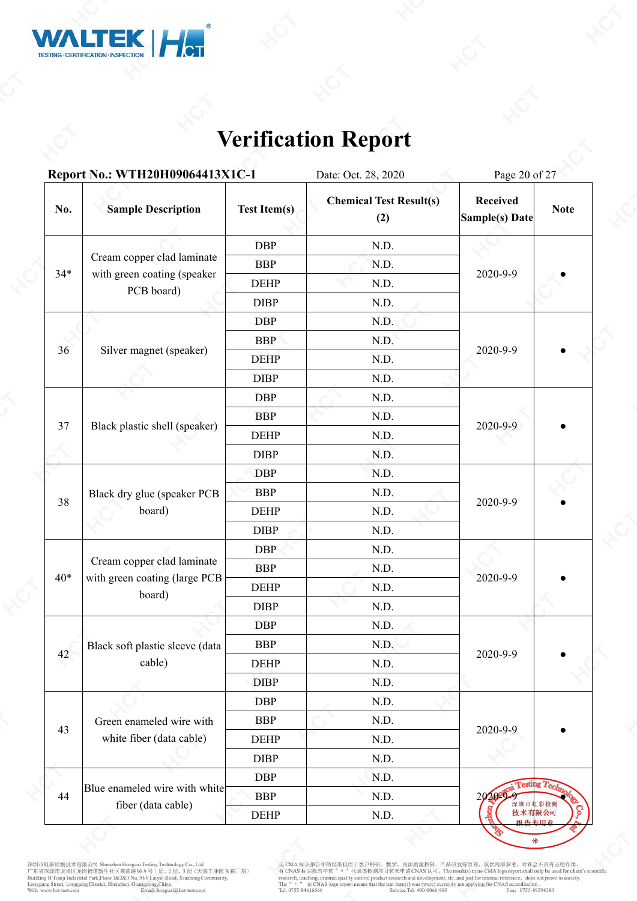# Verification Report

**Report No.: WTH20H09064413X1C-1** Date: Oct. 28, 2020

| No. | Sample Description | Test Item(s) | Chemical Test Result(s) (2) | Received Sample(s) Date | Note |
|---|---|---|---|---|---|
| 34* | Cream copper clad laminate with green coating (speaker PCB board) | DBP | N.D. | 2020-9-9 | • |
| | | BBP | N.D. | | |
| | | DEHP | N.D. | | |
| | | DIBP | N.D. | | |
| 36 | Silver magnet (speaker) | DBP | N.D. | 2020-9-9 | • |
| | | BBP | N.D. | | |
| | | DEHP | N.D. | | |
| | | DIBP | N.D. | | |
| 37 | Black plastic shell (speaker) | DBP | N.D. | 2020-9-9 | • |
| | | BBP | N.D. | | |
| | | DEHP | N.D. | | |
| | | DIBP | N.D. | | |
| 38 | Black dry glue (speaker PCB board) | DBP | N.D. | 2020-9-9 | • |
| | | BBP | N.D. | | |
| | | DEHP | N.D. | | |
| | | DIBP | N.D. | | |
| 40* | Cream copper clad laminate with green coating (large PCB board) | DBP | N.D. | 2020-9-9 | • |
| | | BBP | N.D. | | |
| | | DEHP | N.D. | | |
| | | DIBP | N.D. | | |
| 42 | Black soft plastic sleeve (data cable) | DBP | N.D. | 2020-9-9 | • |
| | | BBP | N.D. | | |
| | | DEHP | N.D. | | |
| | | DIBP | N.D. | | |
| 43 | Green enameled wire with white fiber (data cable) | DBP | N.D. | 2020-9-9 | • |
| | | BBP | N.D. | | |
| | | DEHP | N.D. | | |
| | | DIBP | N.D. | | |
| 44 | Blue enameled wire with white fiber (data cable) | DBP | N.D. | 2020-9-9 | • |
| | | BBP | N.D. | | |
| | | DEHP | N.D. | | |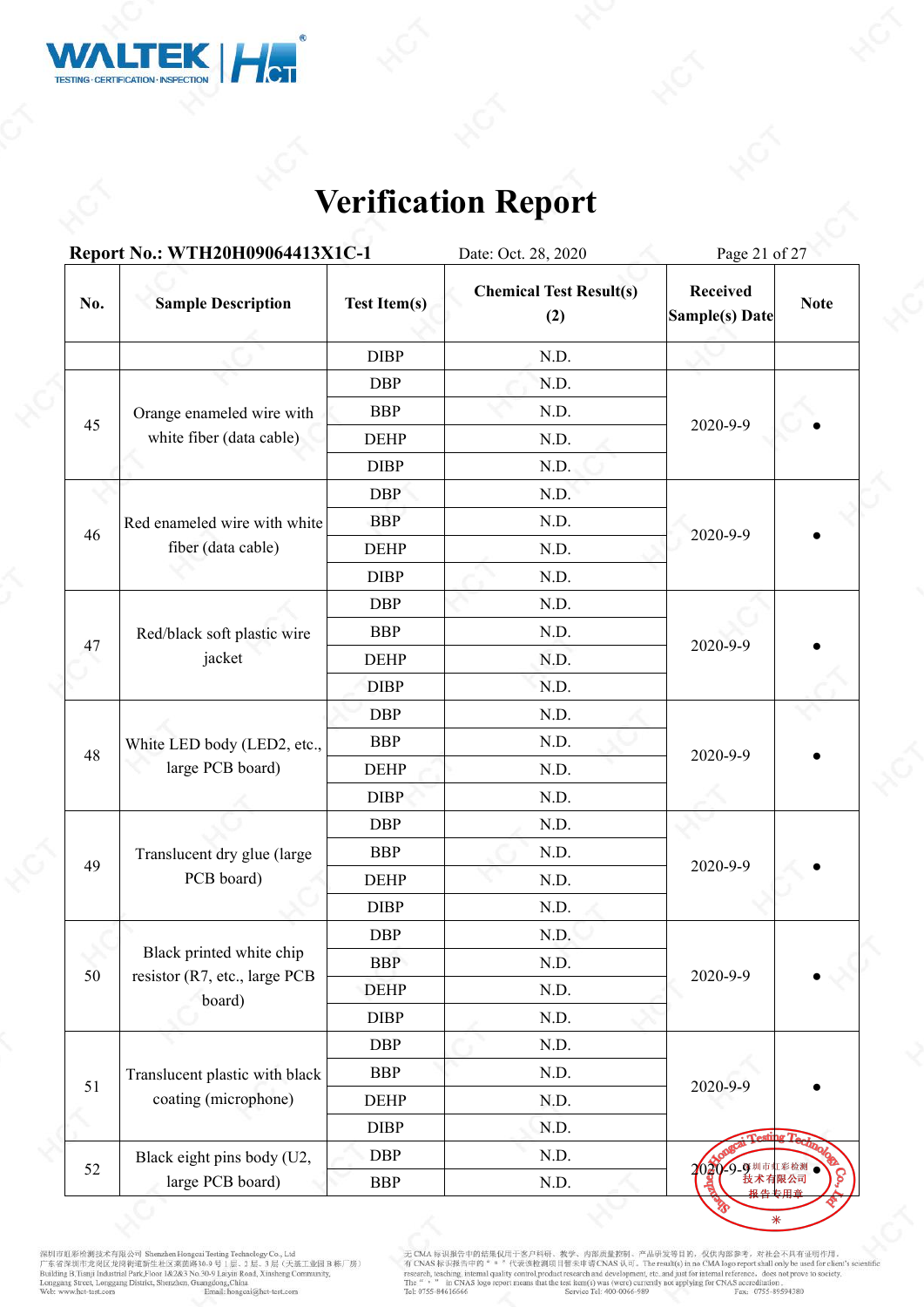# Verification Report

**Report No.: WTH20H09064413X1C-1** Date: Oct. 28, 2020

| No. | Sample Description | Test Item(s) | Chemical Test Result(s) (2) | Received Sample(s) Date | Note |
|---|---|---|---|---|---|
| | | DIBP | N.D. | | |
| 45 | Orange enameled wire with white fiber (data cable) | DBP | N.D. | 2020-9-9 | • |
| | | BBP | N.D. | | |
| | | DEHP | N.D. | | |
| | | DIBP | N.D. | | |
| 46 | Red enameled wire with white fiber (data cable) | DBP | N.D. | 2020-9-9 | • |
| | | BBP | N.D. | | |
| | | DEHP | N.D. | | |
| | | DIBP | N.D. | | |
| 47 | Red/black soft plastic wire jacket | DBP | N.D. | 2020-9-9 | • |
| | | BBP | N.D. | | |
| | | DEHP | N.D. | | |
| | | DIBP | N.D. | | |
| 48 | White LED body (LED2, etc., large PCB board) | DBP | N.D. | 2020-9-9 | • |
| | | BBP | N.D. | | |
| | | DEHP | N.D. | | |
| | | DIBP | N.D. | | |
| 49 | Translucent dry glue (large PCB board) | DBP | N.D. | 2020-9-9 | • |
| | | BBP | N.D. | | |
| | | DEHP | N.D. | | |
| | | DIBP | N.D. | | |
| 50 | Black printed white chip resistor (R7, etc., large PCB board) | DBP | N.D. | 2020-9-9 | • |
| | | BBP | N.D. | | |
| | | DEHP | N.D. | | |
| | | DIBP | N.D. | | |
| 51 | Translucent plastic with black coating (microphone) | DBP | N.D. | 2020-9-9 | • |
| | | BBP | N.D. | | |
| | | DEHP | N.D. | | |
| | | DIBP | N.D. | | |
| 52 | Black eight pins body (U2, large PCB board) | DBP | N.D. | 2020-9-9 | • |
| | | BBP | N.D. | | |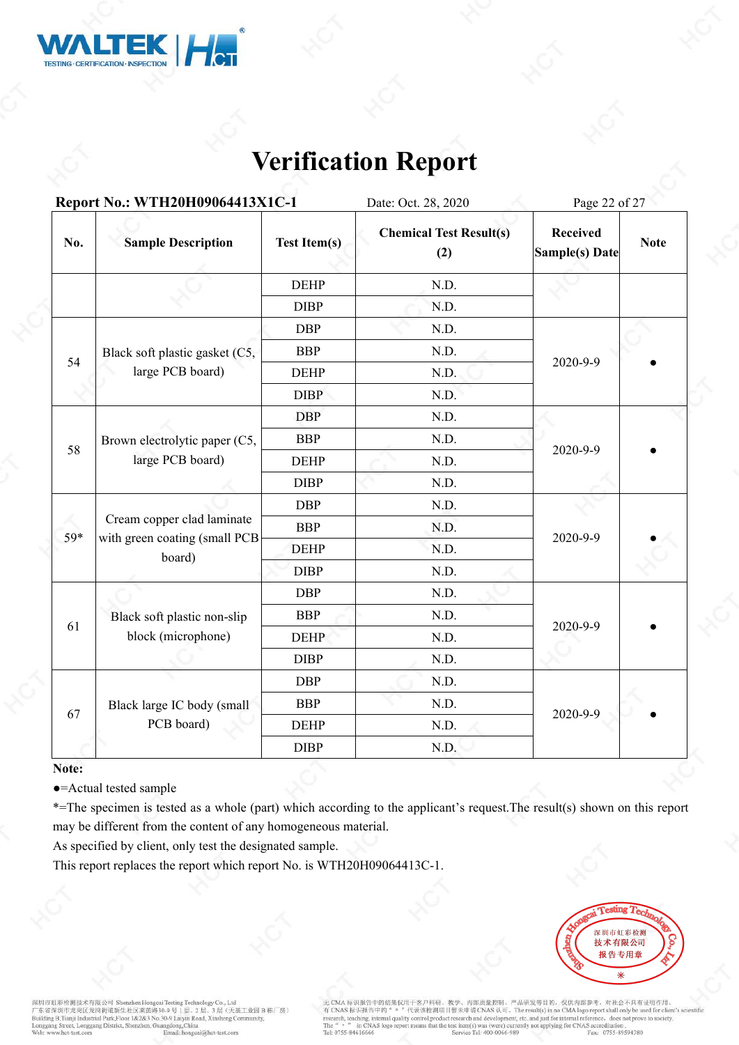# Verification Report

**Report No.: WTH20H09064413X1C-1** Date: Oct. 28, 2020

| No. | Sample Description | Test Item(s) | Chemical Test Result(s) (2) | Received Sample(s) Date | Note |
|---|---|---|---|---|---|
| | | DEHP | N.D. | | |
| | | DIBP | N.D. | | |
| 54 | Black soft plastic gasket (C5, large PCB board) | DBP | N.D. | 2020-9-9 | ● |
| | | BBP | N.D. | | |
| | | DEHP | N.D. | | |
| | | DIBP | N.D. | | |
| 58 | Brown electrolytic paper (C5, large PCB board) | DBP | N.D. | 2020-9-9 | ● |
| | | BBP | N.D. | | |
| | | DEHP | N.D. | | |
| | | DIBP | N.D. | | |
| 59* | Cream copper clad laminate with green coating (small PCB board) | DBP | N.D. | 2020-9-9 | ● |
| | | BBP | N.D. | | |
| | | DEHP | N.D. | | |
| | | DIBP | N.D. | | |
| 61 | Black soft plastic non-slip block (microphone) | DBP | N.D. | 2020-9-9 | ● |
| | | BBP | N.D. | | |
| | | DEHP | N.D. | | |
| | | DIBP | N.D. | | |
| 67 | Black large IC body (small PCB board) | DBP | N.D. | 2020-9-9 | ● |
| | | BBP | N.D. | | |
| | | DEHP | N.D. | | |
| | | DIBP | N.D. | | |

**Note:**

●=Actual tested sample

*=The specimen is tested as a whole (part) which according to the applicant's request.The result(s) shown on this report may be different from the content of any homogeneous material.

As specified by client, only test the designated sample.

This report replaces the report which report No. is WTH20H09064413C-1.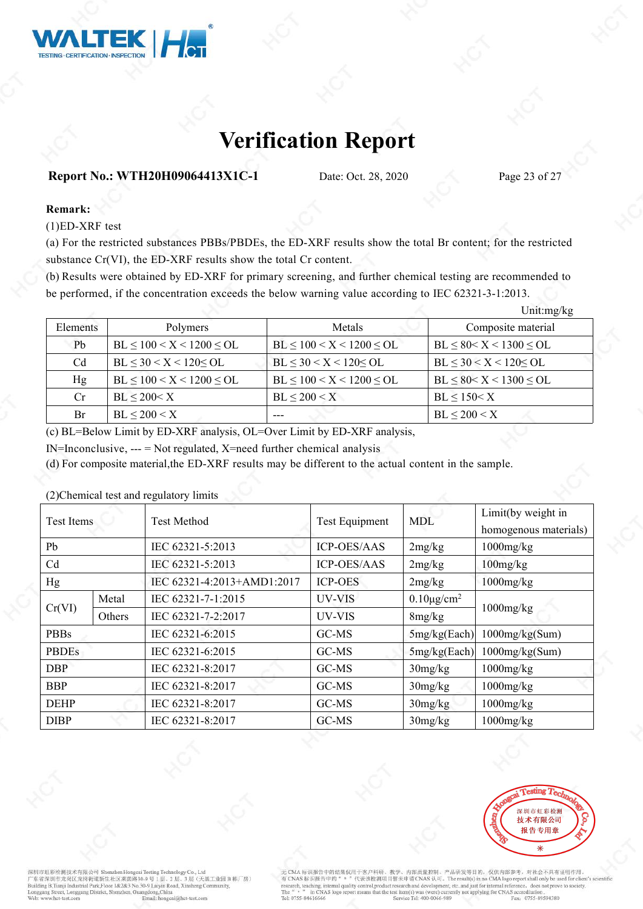# Verification Report

**Report No.: WTH20H09064413X1C-1** Date: Oct. 28, 2020

**Remark:**

(1)ED-XRF test

(a) For the restricted substances PBBs/PBDEs, the ED-XRF results show the total Br content; for the restricted substance Cr(VI), the ED-XRF results show the total Cr content.

(b) Results were obtained by ED-XRF for primary screening, and further chemical testing are recommended to be performed, if the concentration exceeds the below warning value according to IEC 62321-3-1:2013.

Unit:mg/kg

| Elements | Polymers | Metals | Composite material |
|---|---|---|---|
| Pb | BL ≤ 100 < X < 1200 ≤ OL | BL ≤ 100 < X < 1200 ≤ OL | BL ≤ 80< X < 1300 ≤ OL |
| Cd | BL ≤ 30 < X < 120≤ OL | BL ≤ 30 < X < 120≤ OL | BL ≤ 30 < X < 120≤ OL |
| Hg | BL ≤ 100 < X < 1200 ≤ OL | BL ≤ 100 < X < 1200 ≤ OL | BL ≤ 80< X < 1300 ≤ OL |
| Cr | BL ≤ 200< X | BL ≤ 200 < X | BL ≤ 150< X |
| Br | BL ≤ 200 < X | --- | BL ≤ 200 < X |

(c) BL=Below Limit by ED-XRF analysis, OL=Over Limit by ED-XRF analysis, IN=Inconclusive, --- = Not regulated, X=need further chemical analysis

(d) For composite material,the ED-XRF results may be different to the actual content in the sample.

(2)Chemical test and regulatory limits

| Test Items | | Test Method | Test Equipment | MDL | Limit(by weight in homogenous materials) |
|---|---|---|---|---|---|
| Pb | | IEC 62321-5:2013 | ICP-OES/AAS | 2mg/kg | 1000mg/kg |
| Cd | | IEC 62321-5:2013 | ICP-OES/AAS | 2mg/kg | 100mg/kg |
| Hg | | IEC 62321-4:2013+AMD1:2017 | ICP-OES | 2mg/kg | 1000mg/kg |
| Cr(VI) | Metal | IEC 62321-7-1:2015 | UV-VIS | 0.10μg/cm$^2$ | 1000mg/kg |
| | Others | IEC 62321-7-2:2017 | UV-VIS | 8mg/kg | |
| PBBs | | IEC 62321-6:2015 | GC-MS | 5mg/kg(Each) | 1000mg/kg(Sum) |
| PBDEs | | IEC 62321-6:2015 | GC-MS | 5mg/kg(Each) | 1000mg/kg(Sum) |
| DBP | | IEC 62321-8:2017 | GC-MS | 30mg/kg | 1000mg/kg |
| BBP | | IEC 62321-8:2017 | GC-MS | 30mg/kg | 1000mg/kg |
| DEHP | | IEC 62321-8:2017 | GC-MS | 30mg/kg | 1000mg/kg |
| DIBP | | IEC 62321-8:2017 | GC-MS | 30mg/kg | 1000mg/kg |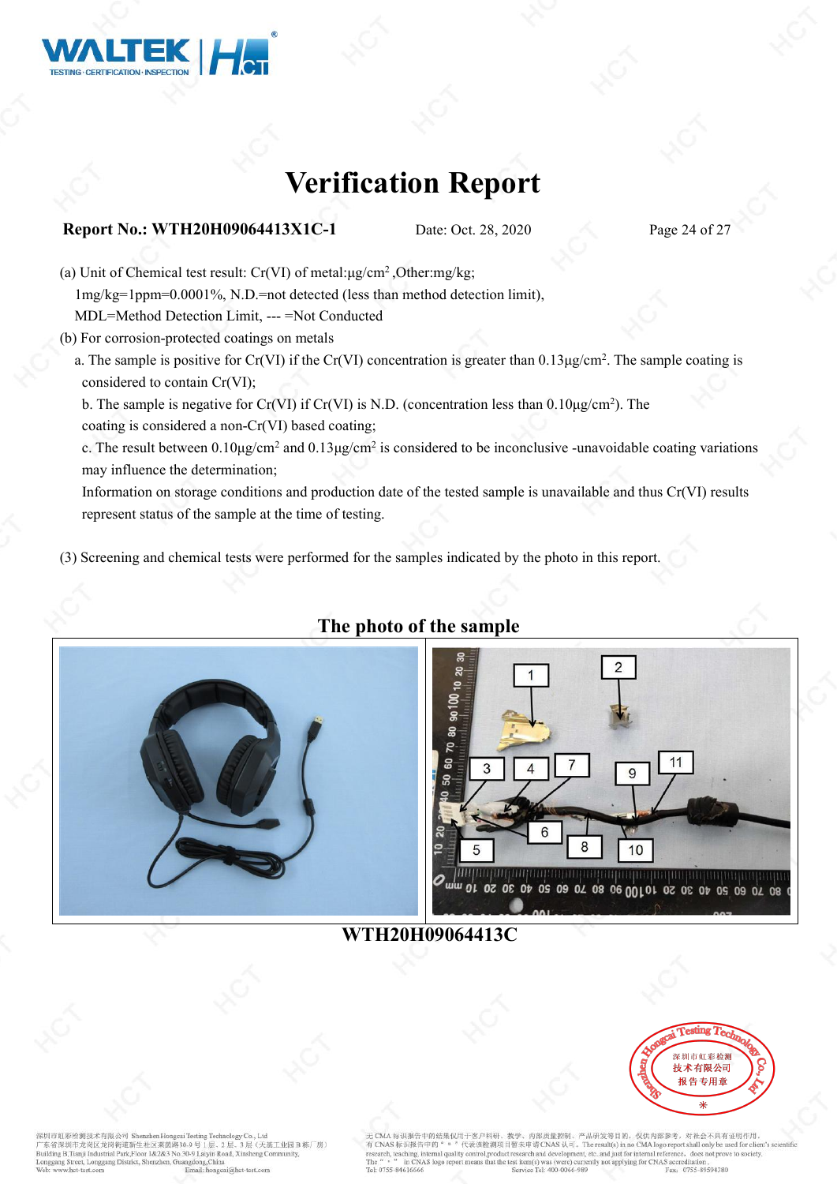# Verification Report

**Report No.: WTH20H09064413X1C-1** Date: Oct. 28, 2020

(a) Unit of Chemical test result: Cr(VI) of metal:μg/cm$^2$ ,Other:mg/kg;
 1mg/kg=1ppm=0.0001%, N.D.=not detected (less than method detection limit),
 MDL=Method Detection Limit, --- =Not Conducted

(b) For corrosion-protected coatings on metals
 a. The sample is positive for Cr(VI) if the Cr(VI) concentration is greater than 0.13μg/cm$^2$. The sample coating is considered to contain Cr(VI);
 b. The sample is negative for Cr(VI) if Cr(VI) is N.D. (concentration less than 0.10μg/cm$^2$). The coating is considered a non-Cr(VI) based coating;
 c. The result between 0.10μg/cm$^2$ and 0.13μg/cm$^2$ is considered to be inconclusive -unavoidable coating variations may influence the determination;
 Information on storage conditions and production date of the tested sample is unavailable and thus Cr(VI) results represent status of the sample at the time of testing.

(3) Screening and chemical tests were performed for the samples indicated by the photo in this report.

## The photo of the sample

WTH20H09064413C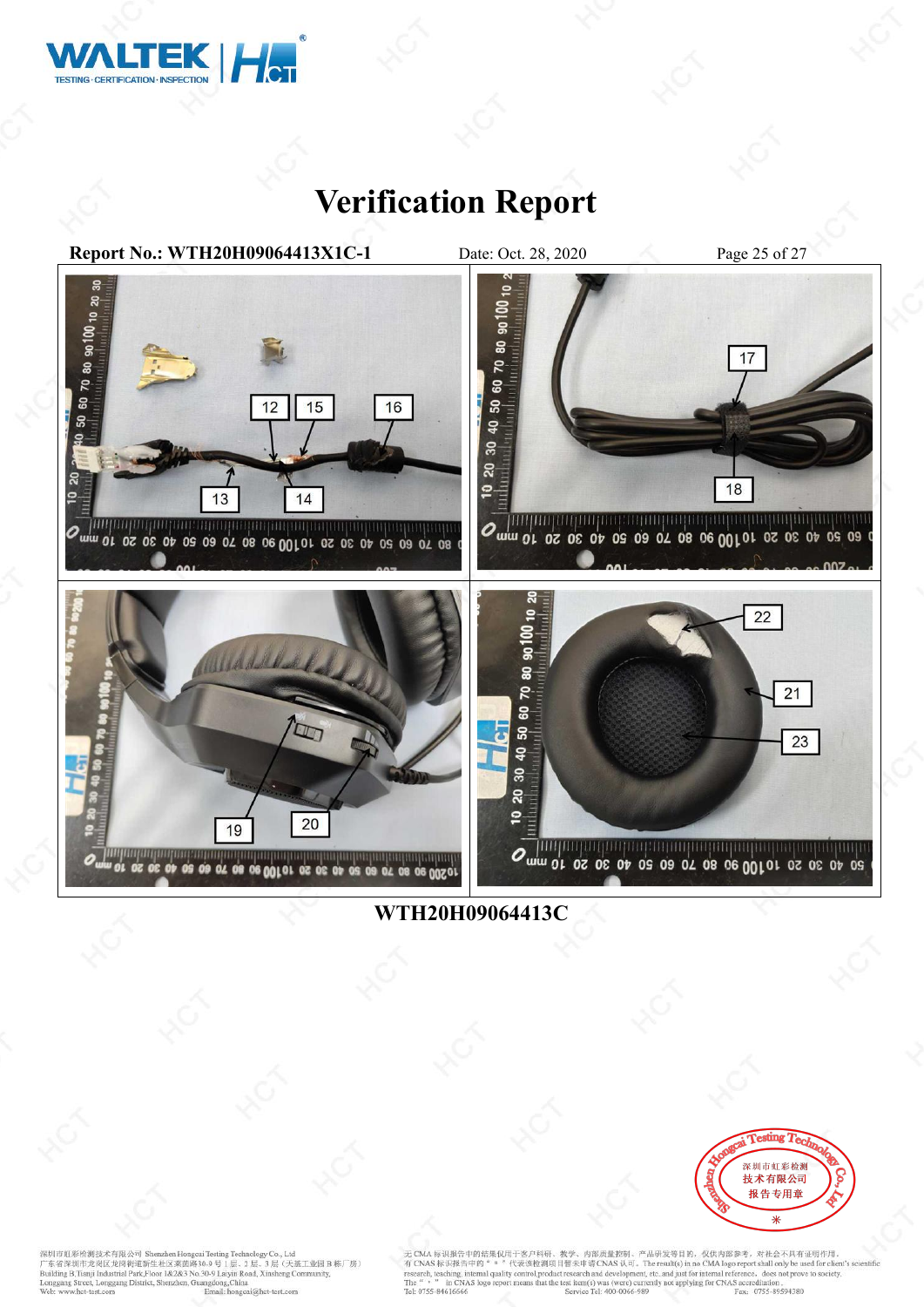# Verification Report

**Report No.: WTH20H09064413X1C-1** Date: Oct. 28, 2020

**WTH20H09064413C**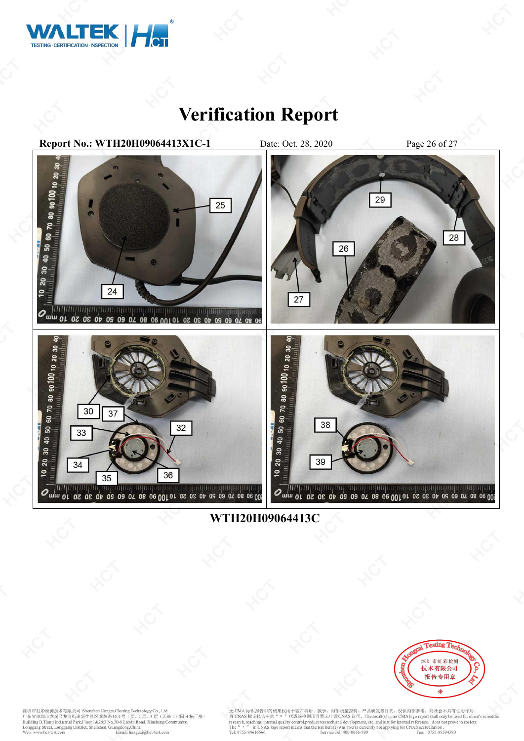# Verification Report

**Report No.: WTH20H09064413X1C-1** Date: Oct. 28, 2020

**WTH20H09064413C**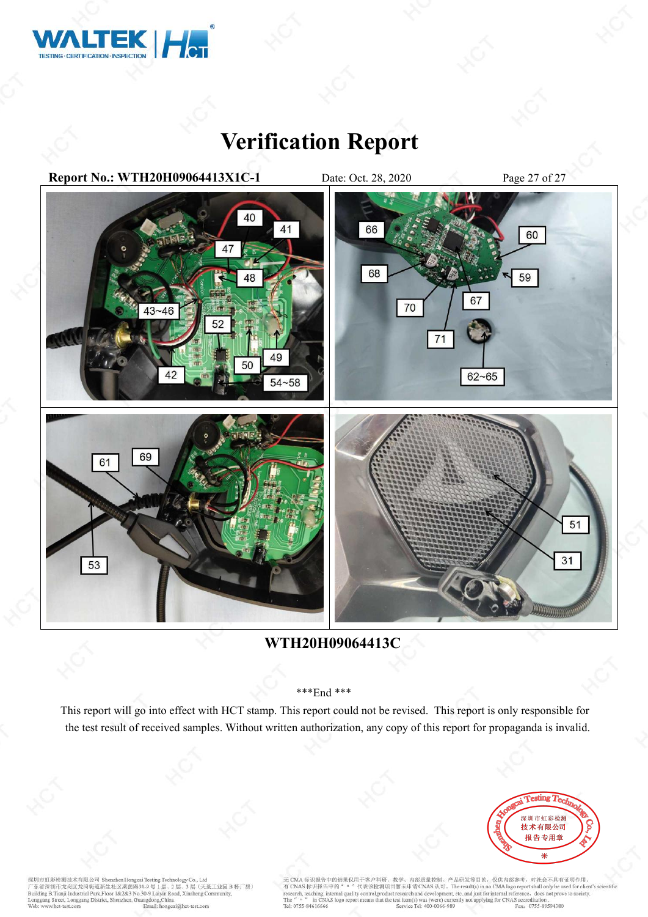# Verification Report

**Report No.: WTH20H09064413X1C-1** Date: Oct. 28, 2020

40
41
47
48
43~46
52
49
50
42
54~58

66
60
68
59
67
70
71
62~65

61
69
53

51
31

**WTH20H09064413C**

***End ***

This report will go into effect with HCT stamp. This report could not be revised. This report is only responsible for the test result of received samples. Without written authorization, any copy of this report for propaganda is invalid.